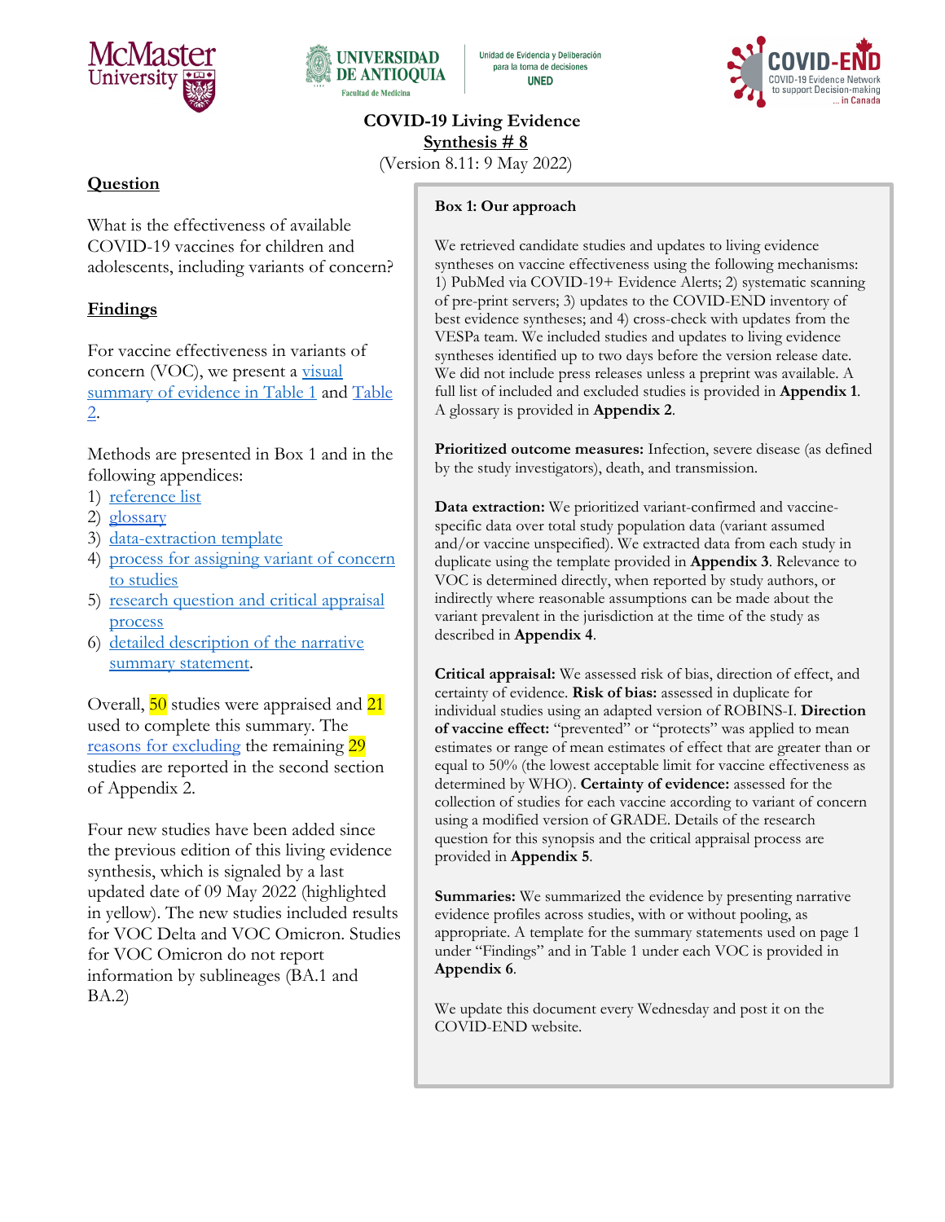# COVID-19 Living Evidence Synthesis # 8

(Version 8.11: 9 May 2022)

## Question

What is the effectiveness of available COVID-19 vaccines for children and adolescents, including variants of concern?

## Findings

For vaccine effectiveness in variants of concern (VOC), we present a visual summary of evidence in Table 1 and Table 2.

Methods are presented in Box 1 and in the following appendices:

1) reference list
2) glossary
3) data-extraction template
4) process for assigning variant of concern to studies
5) research question and critical appraisal process
6) detailed description of the narrative summary statement.

Overall, 50 studies were appraised and 21 used to complete this summary. The reasons for excluding the remaining 29 studies are reported in the second section of Appendix 2.

Four new studies have been added since the previous edition of this living evidence synthesis, which is signaled by a last updated date of 09 May 2022 (highlighted in yellow). The new studies included results for VOC Delta and VOC Omicron. Studies for VOC Omicron do not report information by sublineages (BA.1 and BA.2)

**Box 1: Our approach**

We retrieved candidate studies and updates to living evidence syntheses on vaccine effectiveness using the following mechanisms: 1) PubMed via COVID-19+ Evidence Alerts; 2) systematic scanning of pre-print servers; 3) updates to the COVID-END inventory of best evidence syntheses; and 4) cross-check with updates from the VESPa team. We included studies and updates to living evidence syntheses identified up to two days before the version release date. We did not include press releases unless a preprint was available. A full list of included and excluded studies is provided in **Appendix 1**. A glossary is provided in **Appendix 2**.

**Prioritized outcome measures:** Infection, severe disease (as defined by the study investigators), death, and transmission.

**Data extraction:** We prioritized variant-confirmed and vaccine-specific data over total study population data (variant assumed and/or vaccine unspecified). We extracted data from each study in duplicate using the template provided in **Appendix 3**. Relevance to VOC is determined directly, when reported by study authors, or indirectly where reasonable assumptions can be made about the variant prevalent in the jurisdiction at the time of the study as described in **Appendix 4**.

**Critical appraisal:** We assessed risk of bias, direction of effect, and certainty of evidence. **Risk of bias:** assessed in duplicate for individual studies using an adapted version of ROBINS-I. **Direction of vaccine effect:** "prevented" or "protects" was applied to mean estimates or range of mean estimates of effect that are greater than or equal to 50% (the lowest acceptable limit for vaccine effectiveness as determined by WHO). **Certainty of evidence:** assessed for the collection of studies for each vaccine according to variant of concern using a modified version of GRADE. Details of the research question for this synopsis and the critical appraisal process are provided in **Appendix 5**.

**Summaries:** We summarized the evidence by presenting narrative evidence profiles across studies, with or without pooling, as appropriate. A template for the summary statements used on page 1 under "Findings" and in Table 1 under each VOC is provided in **Appendix 6**.

We update this document every Wednesday and post it on the COVID-END website.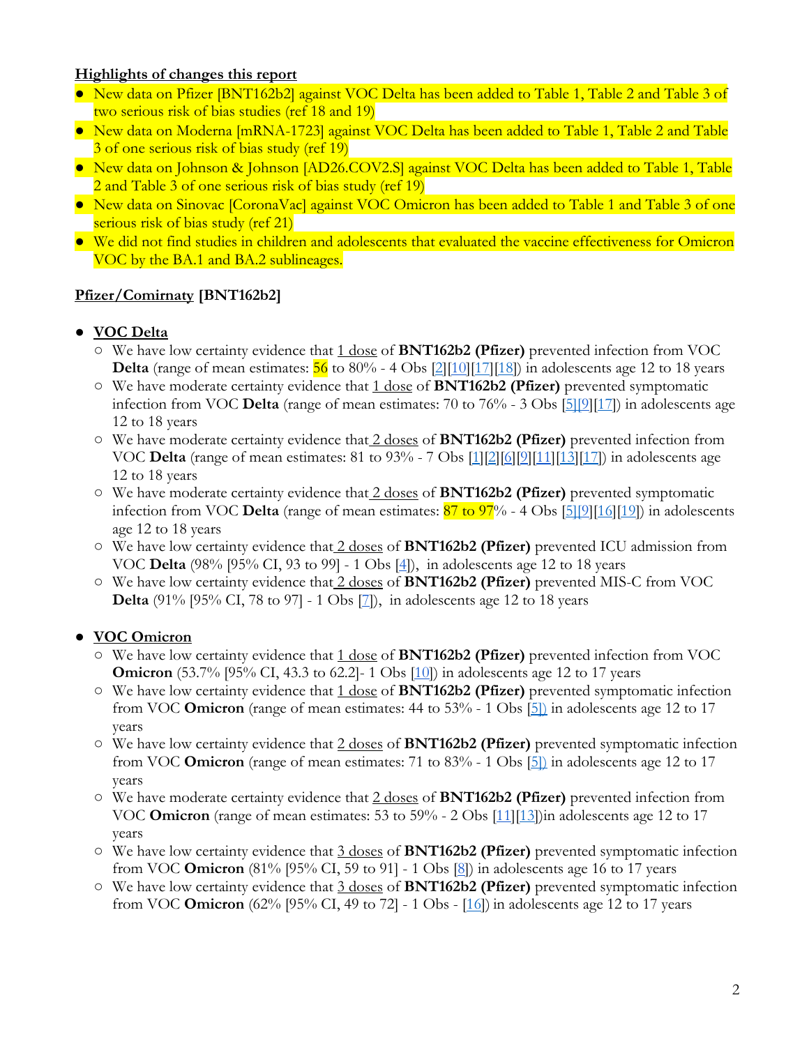**Highlights of changes this report**

- New data on Pfizer [BNT162b2] against VOC Delta has been added to Table 1, Table 2 and Table 3 of two serious risk of bias studies (ref 18 and 19)
- New data on Moderna [mRNA-1723] against VOC Delta has been added to Table 1, Table 2 and Table 3 of one serious risk of bias study (ref 19)
- New data on Johnson & Johnson [AD26.COV2.S] against VOC Delta has been added to Table 1, Table 2 and Table 3 of one serious risk of bias study (ref 19)
- New data on Sinovac [CoronaVac] against VOC Omicron has been added to Table 1 and Table 3 of one serious risk of bias study (ref 21)
- We did not find studies in children and adolescents that evaluated the vaccine effectiveness for Omicron VOC by the BA.1 and BA.2 sublineages.

**Pfizer/Comirnaty [BNT162b2]**

- **VOC Delta**
  - We have low certainty evidence that 1 dose of **BNT162b2 (Pfizer)** prevented infection from VOC **Delta** (range of mean estimates: 56 to 80% - 4 Obs [2][10][17][18]) in adolescents age 12 to 18 years
  - We have moderate certainty evidence that 1 dose of **BNT162b2 (Pfizer)** prevented symptomatic infection from VOC **Delta** (range of mean estimates: 70 to 76% - 3 Obs [5][9][17]) in adolescents age 12 to 18 years
  - We have moderate certainty evidence that 2 doses of **BNT162b2 (Pfizer)** prevented infection from VOC **Delta** (range of mean estimates: 81 to 93% - 7 Obs [1][2][6][9][11][13][17]) in adolescents age 12 to 18 years
  - We have moderate certainty evidence that 2 doses of **BNT162b2 (Pfizer)** prevented symptomatic infection from VOC **Delta** (range of mean estimates: 87 to 97% - 4 Obs [5][9][16][19]) in adolescents age 12 to 18 years
  - We have low certainty evidence that 2 doses of **BNT162b2 (Pfizer)** prevented ICU admission from VOC **Delta** (98% [95% CI, 93 to 99] - 1 Obs [4]), in adolescents age 12 to 18 years
  - We have low certainty evidence that 2 doses of **BNT162b2 (Pfizer)** prevented MIS-C from VOC **Delta** (91% [95% CI, 78 to 97] - 1 Obs [7]), in adolescents age 12 to 18 years

- **VOC Omicron**
  - We have low certainty evidence that 1 dose of **BNT162b2 (Pfizer)** prevented infection from VOC **Omicron** (53.7% [95% CI, 43.3 to 62.2]- 1 Obs [10]) in adolescents age 12 to 17 years
  - We have low certainty evidence that 1 dose of **BNT162b2 (Pfizer)** prevented symptomatic infection from VOC **Omicron** (range of mean estimates: 44 to 53% - 1 Obs [5]) in adolescents age 12 to 17 years
  - We have low certainty evidence that 2 doses of **BNT162b2 (Pfizer)** prevented symptomatic infection from VOC **Omicron** (range of mean estimates: 71 to 83% - 1 Obs [5]) in adolescents age 12 to 17 years
  - We have moderate certainty evidence that 2 doses of **BNT162b2 (Pfizer)** prevented infection from VOC **Omicron** (range of mean estimates: 53 to 59% - 2 Obs [11][13])in adolescents age 12 to 17 years
  - We have low certainty evidence that 3 doses of **BNT162b2 (Pfizer)** prevented symptomatic infection from VOC **Omicron** (81% [95% CI, 59 to 91] - 1 Obs [8]) in adolescents age 16 to 17 years
  - We have low certainty evidence that 3 doses of **BNT162b2 (Pfizer)** prevented symptomatic infection from VOC **Omicron** (62% [95% CI, 49 to 72] - 1 Obs - [16]) in adolescents age 12 to 17 years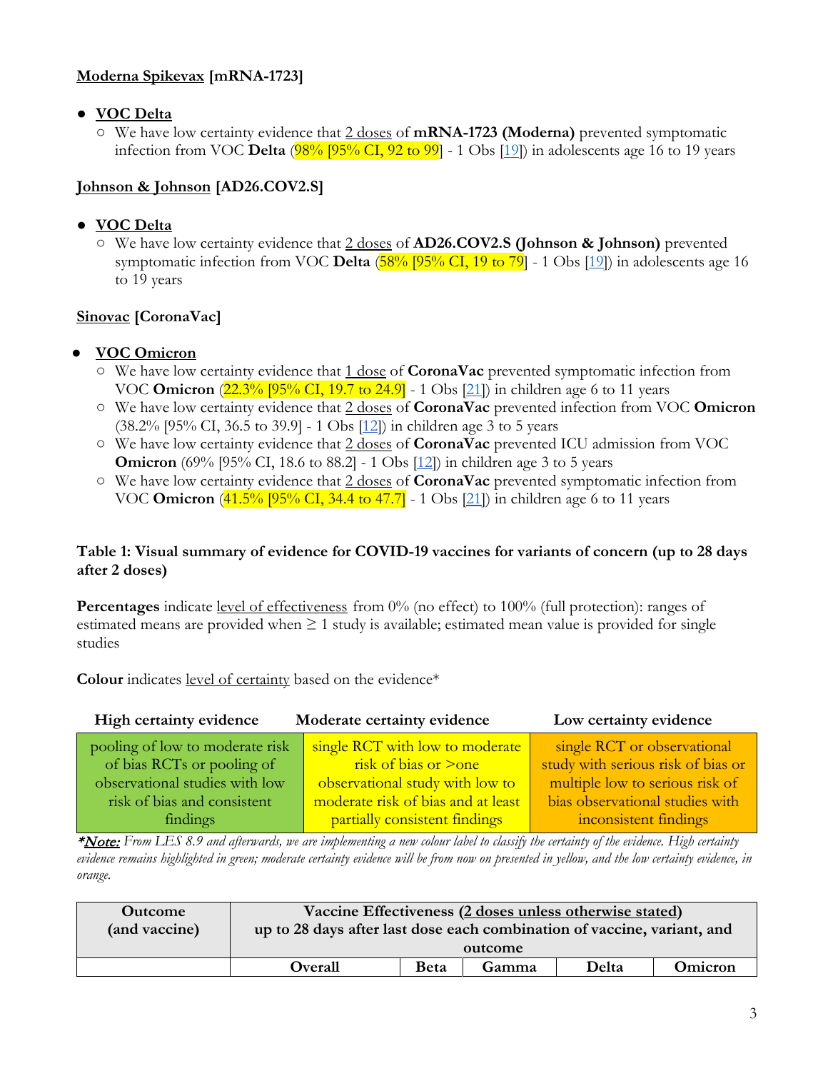**<u>Moderna Spikevax</u> [mRNA-1723]**

- **<u>VOC Delta</u>**
  - We have low certainty evidence that <u>2 doses</u> of **mRNA-1723 (Moderna)** prevented symptomatic infection from VOC **Delta** (98% [95% CI, 92 to 99] - 1 Obs [19]) in adolescents age 16 to 19 years

**<u>Johnson & Johnson</u> [AD26.COV2.S]**

- **<u>VOC Delta</u>**
  - We have low certainty evidence that <u>2 doses</u> of **AD26.COV2.S (Johnson & Johnson)** prevented symptomatic infection from VOC **Delta** (58% [95% CI, 19 to 79] - 1 Obs [19]) in adolescents age 16 to 19 years

**<u>Sinovac</u> [CoronaVac]**

- **<u>VOC Omicron</u>**
  - We have low certainty evidence that <u>1 dose</u> of **CoronaVac** prevented symptomatic infection from VOC **Omicron** (22.3% [95% CI, 19.7 to 24.9] - 1 Obs [21]) in children age 6 to 11 years
  - We have low certainty evidence that <u>2 doses</u> of **CoronaVac** prevented infection from VOC **Omicron** (38.2% [95% CI, 36.5 to 39.9] - 1 Obs [12]) in children age 3 to 5 years
  - We have low certainty evidence that <u>2 doses</u> of **CoronaVac** prevented ICU admission from VOC **Omicron** (69% [95% CI, 18.6 to 88.2] - 1 Obs [12]) in children age 3 to 5 years
  - We have low certainty evidence that <u>2 doses</u> of **CoronaVac** prevented symptomatic infection from VOC **Omicron** (41.5% [95% CI, 34.4 to 47.7] - 1 Obs [21]) in children age 6 to 11 years

**Table 1: Visual summary of evidence for COVID-19 vaccines for variants of concern (up to 28 days after 2 doses)**

**Percentages** indicate <u>level of effectiveness</u> from 0% (no effect) to 100% (full protection): ranges of estimated means are provided when ≥ 1 study is available; estimated mean value is provided for single studies

**Colour** indicates <u>level of certainty</u> based on the evidence*

| High certainty evidence | Moderate certainty evidence | Low certainty evidence |
|---|---|---|
| pooling of low to moderate risk of bias RCTs or pooling of observational studies with low risk of bias and consistent findings | single RCT with low to moderate risk of bias or >one observational study with low to moderate risk of bias and at least partially consistent findings | single RCT or observational study with serious risk of bias or multiple low to serious risk of bias observational studies with inconsistent findings |

***<u>Note:</u>*** *From LES 8.9 and afterwards, we are implementing a new colour label to classify the certainty of the evidence. High certainty evidence remains highlighted in green; moderate certainty evidence will be from now on presented in yellow, and the low certainty evidence, in orange.*

| Outcome (and vaccine) | Vaccine Effectiveness (<u>2 doses unless otherwise stated</u>) up to 28 days after last dose each combination of vaccine, variant, and outcome | | | | |
|---|---|---|---|---|---|
| | Overall | Beta | Gamma | Delta | Omicron |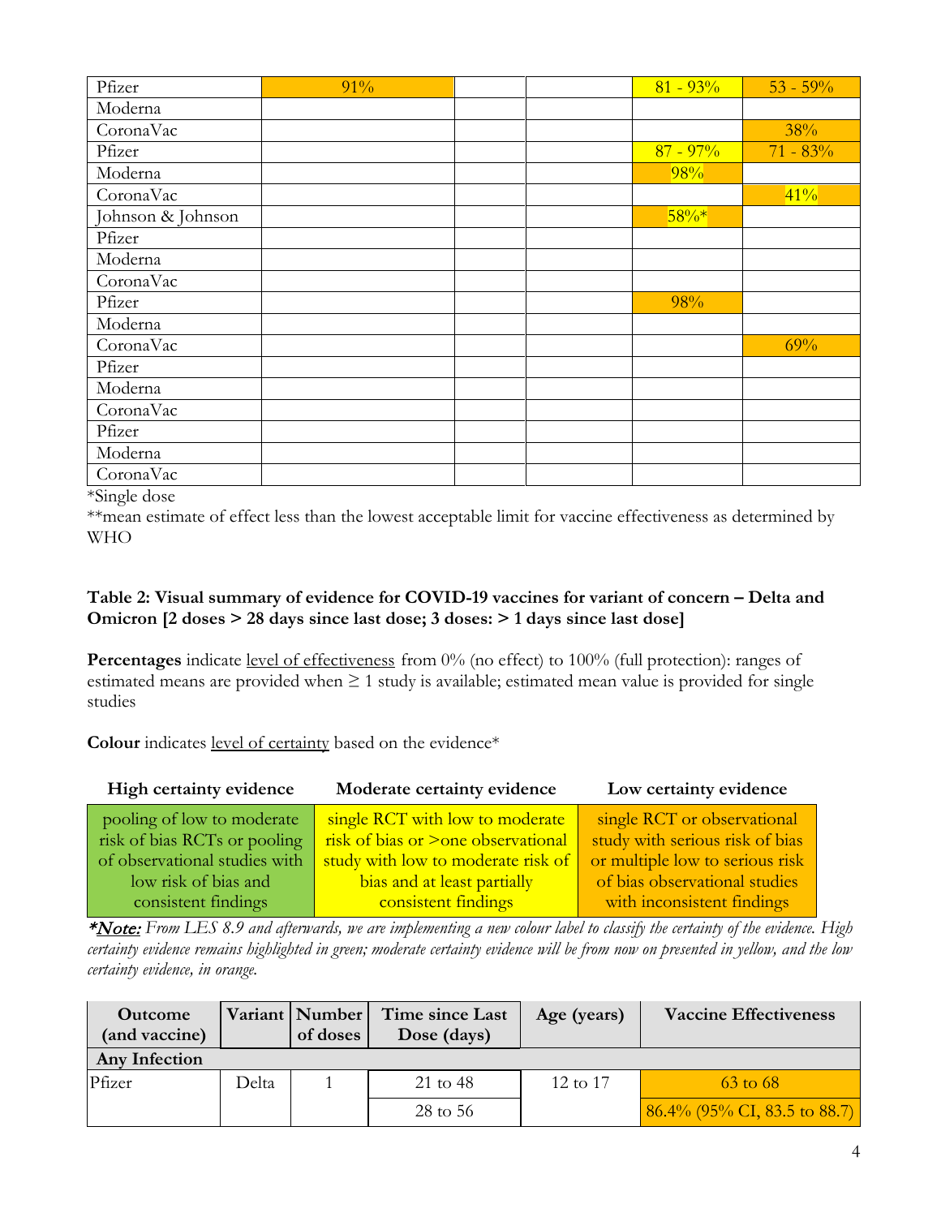| | | | | | |
|---|---|---|---|---|---|
| Pfizer | 91% | | | 81 - 93% | 53 - 59% |
| Moderna | | | | | |
| CoronaVac | | | | | 38% |
| Pfizer | | | | 87 - 97% | 71 - 83% |
| Moderna | | | | 98% | |
| CoronaVac | | | | | 41% |
| Johnson & Johnson | | | | 58%* | |
| Pfizer | | | | | |
| Moderna | | | | | |
| CoronaVac | | | | | |
| Pfizer | | | | 98% | |
| Moderna | | | | | |
| CoronaVac | | | | | 69% |
| Pfizer | | | | | |
| Moderna | | | | | |
| CoronaVac | | | | | |
| Pfizer | | | | | |
| Moderna | | | | | |
| CoronaVac | | | | | |

*Single dose

**mean estimate of effect less than the lowest acceptable limit for vaccine effectiveness as determined by WHO

**Table 2: Visual summary of evidence for COVID-19 vaccines for variant of concern – Delta and Omicron [2 doses > 28 days since last dose; 3 doses: > 1 days since last dose]**

**Percentages** indicate level of effectiveness from 0% (no effect) to 100% (full protection): ranges of estimated means are provided when ≥ 1 study is available; estimated mean value is provided for single studies

**Colour** indicates level of certainty based on the evidence*

| High certainty evidence | Moderate certainty evidence | Low certainty evidence |
|---|---|---|
| pooling of low to moderate risk of bias RCTs or pooling of observational studies with low risk of bias and consistent findings | single RCT with low to moderate risk of bias or >one observational study with low to moderate risk of bias and at least partially consistent findings | single RCT or observational study with serious risk of bias or multiple low to serious risk of bias observational studies with inconsistent findings |

***Note:*** *From LES 8.9 and afterwards, we are implementing a new colour label to classify the certainty of the evidence. High certainty evidence remains highlighted in green; moderate certainty evidence will be from now on presented in yellow, and the low certainty evidence, in orange.*

| Outcome (and vaccine) | Variant | Number of doses | Time since Last Dose (days) | Age (years) | Vaccine Effectiveness |
|---|---|---|---|---|---|
| **Any Infection** | | | | | |
| Pfizer | Delta | 1 | 21 to 48 | 12 to 17 | 63 to 68 |
| | | | 28 to 56 | | 86.4% (95% CI, 83.5 to 88.7) |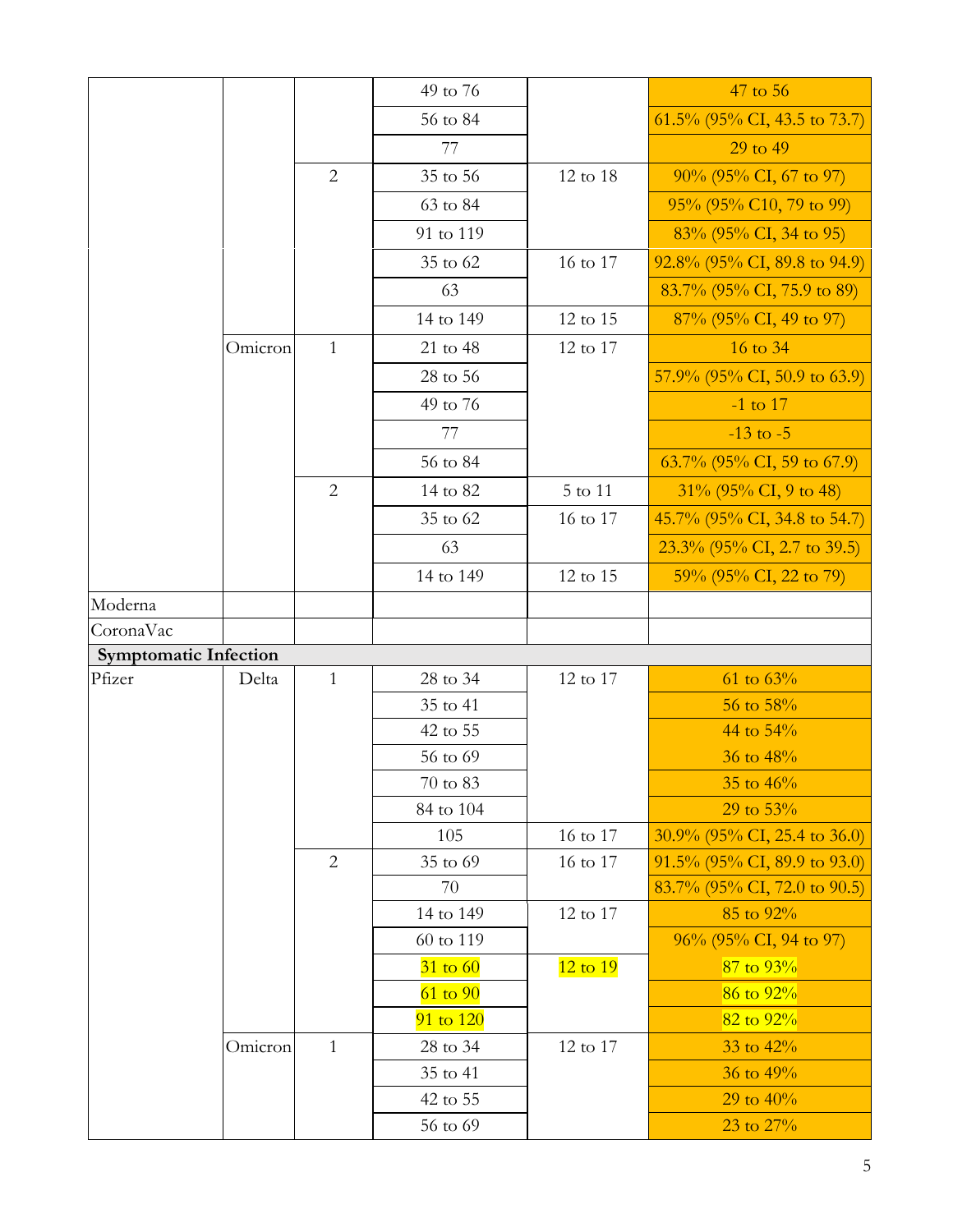| | | | | | |
|---|---|---|---|---|---|
| | | | 49 to 76 | | 47 to 56 |
| | | | 56 to 84 | | 61.5% (95% CI, 43.5 to 73.7) |
| | | | 77 | | 29 to 49 |
| | | 2 | 35 to 56 | 12 to 18 | 90% (95% CI, 67 to 97) |
| | | | 63 to 84 | | 95% (95% C10, 79 to 99) |
| | | | 91 to 119 | | 83% (95% CI, 34 to 95) |
| | | | 35 to 62 | 16 to 17 | 92.8% (95% CI, 89.8 to 94.9) |
| | | | 63 | | 83.7% (95% CI, 75.9 to 89) |
| | | | 14 to 149 | 12 to 15 | 87% (95% CI, 49 to 97) |
| | Omicron | 1 | 21 to 48 | 12 to 17 | 16 to 34 |
| | | | 28 to 56 | | 57.9% (95% CI, 50.9 to 63.9) |
| | | | 49 to 76 | | -1 to 17 |
| | | | 77 | | -13 to -5 |
| | | | 56 to 84 | | 63.7% (95% CI, 59 to 67.9) |
| | | 2 | 14 to 82 | 5 to 11 | 31% (95% CI, 9 to 48) |
| | | | 35 to 62 | 16 to 17 | 45.7% (95% CI, 34.8 to 54.7) |
| | | | 63 | | 23.3% (95% CI, 2.7 to 39.5) |
| | | | 14 to 149 | 12 to 15 | 59% (95% CI, 22 to 79) |
| Moderna | | | | | |
| CoronaVac | | | | | |
| **Symptomatic Infection** | | | | | |
| Pfizer | Delta | 1 | 28 to 34 | 12 to 17 | 61 to 63% |
| | | | 35 to 41 | | 56 to 58% |
| | | | 42 to 55 | | 44 to 54% |
| | | | 56 to 69 | | 36 to 48% |
| | | | 70 to 83 | | 35 to 46% |
| | | | 84 to 104 | | 29 to 53% |
| | | | 105 | 16 to 17 | 30.9% (95% CI, 25.4 to 36.0) |
| | | 2 | 35 to 69 | 16 to 17 | 91.5% (95% CI, 89.9 to 93.0) |
| | | | 70 | | 83.7% (95% CI, 72.0 to 90.5) |
| | | | 14 to 149 | 12 to 17 | 85 to 92% |
| | | | 60 to 119 | | 96% (95% CI, 94 to 97) |
| | | | 31 to 60 | 12 to 19 | 87 to 93% |
| | | | 61 to 90 | | 86 to 92% |
| | | | 91 to 120 | | 82 to 92% |
| | Omicron | 1 | 28 to 34 | 12 to 17 | 33 to 42% |
| | | | 35 to 41 | | 36 to 49% |
| | | | 42 to 55 | | 29 to 40% |
| | | | 56 to 69 | | 23 to 27% |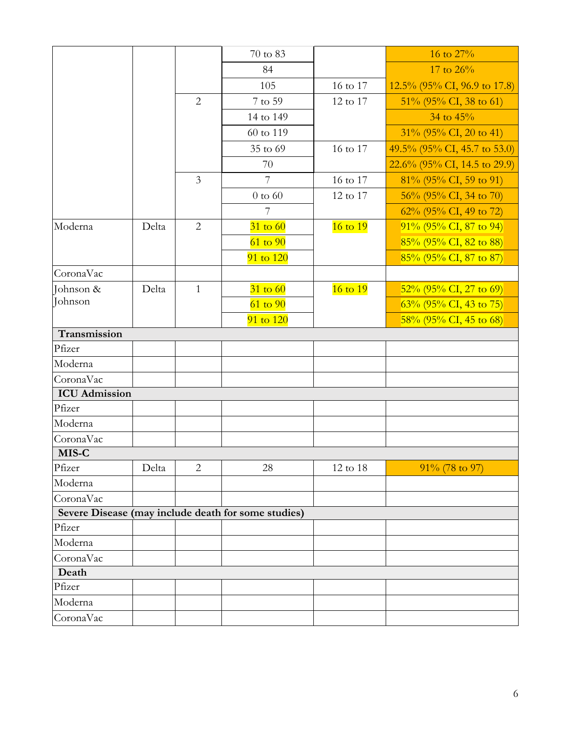| | | | | | |
|---|---|---|---|---|---|
| | | | 70 to 83 | | 16 to 27% |
| | | | 84 | | 17 to 26% |
| | | | 105 | 16 to 17 | 12.5% (95% CI, 96.9 to 17.8) |
| | | 2 | 7 to 59 | 12 to 17 | 51% (95% CI, 38 to 61) |
| | | | 14 to 149 | | 34 to 45% |
| | | | 60 to 119 | | 31% (95% CI, 20 to 41) |
| | | | 35 to 69 | 16 to 17 | 49.5% (95% CI, 45.7 to 53.0) |
| | | | 70 | | 22.6% (95% CI, 14.5 to 29.9) |
| | | 3 | 7 | 16 to 17 | 81% (95% CI, 59 to 91) |
| | | | 0 to 60 | 12 to 17 | 56% (95% CI, 34 to 70) |
| | | | 7 | | 62% (95% CI, 49 to 72) |
| Moderna | Delta | 2 | 31 to 60 | 16 to 19 | 91% (95% CI, 87 to 94) |
| | | | 61 to 90 | | 85% (95% CI, 82 to 88) |
| | | | 91 to 120 | | 85% (95% CI, 87 to 87) |
| CoronaVac | | | | | |
| Johnson & Johnson | Delta | 1 | 31 to 60 | 16 to 19 | 52% (95% CI, 27 to 69) |
| | | | 61 to 90 | | 63% (95% CI, 43 to 75) |
| | | | 91 to 120 | | 58% (95% CI, 45 to 68) |
| **Transmission** | | | | | |
| Pfizer | | | | | |
| Moderna | | | | | |
| CoronaVac | | | | | |
| **ICU Admission** | | | | | |
| Pfizer | | | | | |
| Moderna | | | | | |
| CoronaVac | | | | | |
| **MIS-C** | | | | | |
| Pfizer | Delta | 2 | 28 | 12 to 18 | 91% (78 to 97) |
| Moderna | | | | | |
| CoronaVac | | | | | |
| **Severe Disease (may include death for some studies)** | | | | | |
| Pfizer | | | | | |
| Moderna | | | | | |
| CoronaVac | | | | | |
| **Death** | | | | | |
| Pfizer | | | | | |
| Moderna | | | | | |
| CoronaVac | | | | | |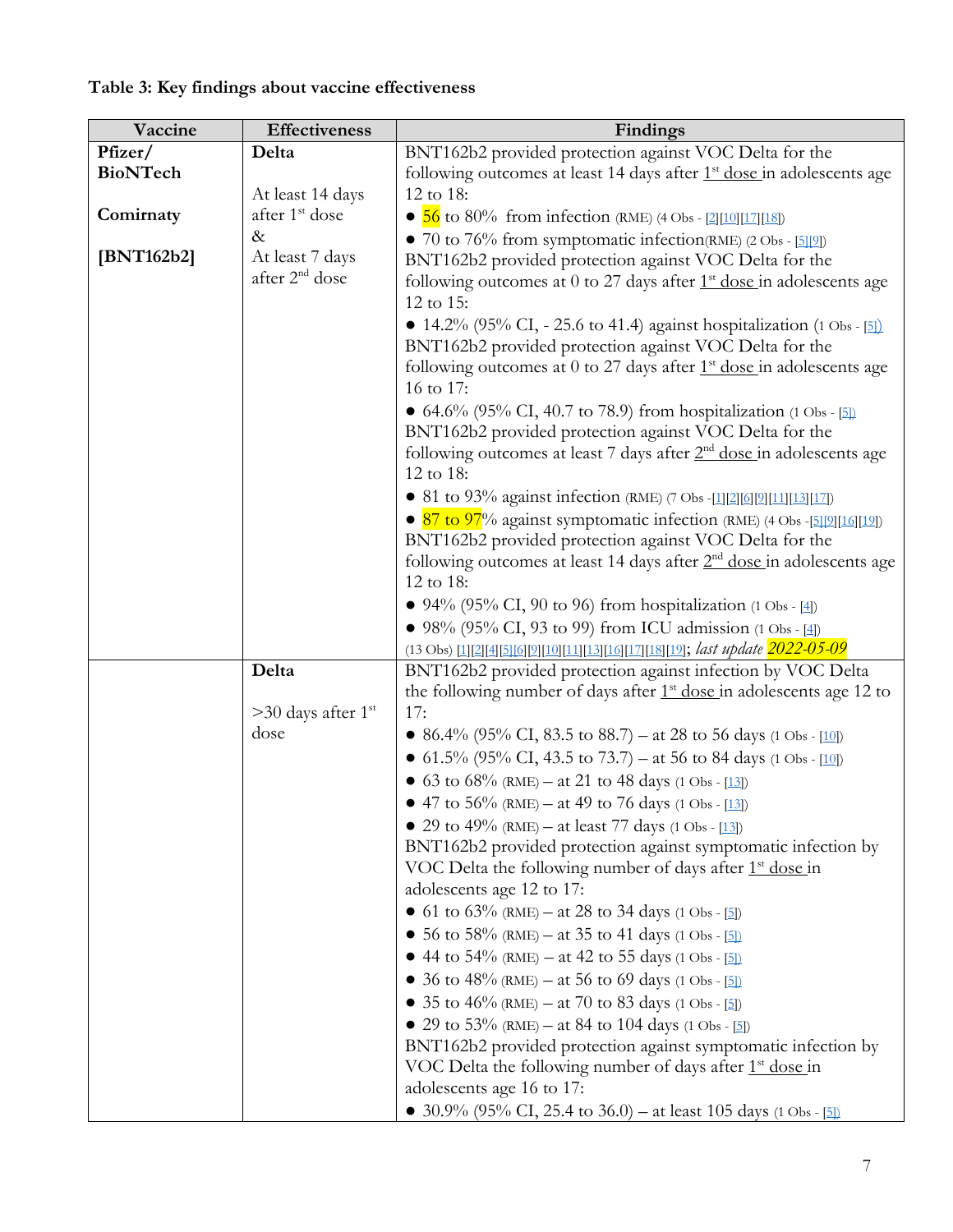**Table 3: Key findings about vaccine effectiveness**

| Vaccine | Effectiveness | Findings |
|---|---|---|
| **Pfizer/ BioNTech**<br><br>**Comirnaty**<br><br>**[BNT162b2]** | **Delta**<br><br>At least 14 days after 1st dose<br>&<br>At least 7 days after 2nd dose | BNT162b2 provided protection against VOC Delta for the following outcomes at least 14 days after 1st dose in adolescents age 12 to 18:<br>● 56 to 80% from infection (RME) (4 Obs - [2][10][17][18])<br>● 70 to 76% from symptomatic infection(RME) (2 Obs - [5][9])<br>BNT162b2 provided protection against VOC Delta for the following outcomes at 0 to 27 days after 1st dose in adolescents age 12 to 15:<br>● 14.2% (95% CI, - 25.6 to 41.4) against hospitalization (1 Obs - [5])<br>BNT162b2 provided protection against VOC Delta for the following outcomes at 0 to 27 days after 1st dose in adolescents age 16 to 17:<br>● 64.6% (95% CI, 40.7 to 78.9) from hospitalization (1 Obs - [5])<br>BNT162b2 provided protection against VOC Delta for the following outcomes at least 7 days after 2nd dose in adolescents age 12 to 18:<br>● 81 to 93% against infection (RME) (7 Obs -[1][2][6][9][11][13][17])<br>● 87 to 97% against symptomatic infection (RME) (4 Obs -[5][9][16][19])<br>BNT162b2 provided protection against VOC Delta for the following outcomes at least 14 days after 2nd dose in adolescents age 12 to 18:<br>● 94% (95% CI, 90 to 96) from hospitalization (1 Obs - [4])<br>● 98% (95% CI, 93 to 99) from ICU admission (1 Obs - [4])<br>(13 Obs) [1][2][4][5][6][9][10][11][13][16][17][18][19]; *last update 2022-05-09* |
| | **Delta**<br><br>>30 days after 1st dose | BNT162b2 provided protection against infection by VOC Delta the following number of days after 1st dose in adolescents age 12 to 17:<br>● 86.4% (95% CI, 83.5 to 88.7) – at 28 to 56 days (1 Obs - [10])<br>● 61.5% (95% CI, 43.5 to 73.7) – at 56 to 84 days (1 Obs - [10])<br>● 63 to 68% (RME) – at 21 to 48 days (1 Obs - [13])<br>● 47 to 56% (RME) – at 49 to 76 days (1 Obs - [13])<br>● 29 to 49% (RME) – at least 77 days (1 Obs - [13])<br>BNT162b2 provided protection against symptomatic infection by VOC Delta the following number of days after 1st dose in adolescents age 12 to 17:<br>● 61 to 63% (RME) – at 28 to 34 days (1 Obs - [5])<br>● 56 to 58% (RME) – at 35 to 41 days (1 Obs - [5])<br>● 44 to 54% (RME) – at 42 to 55 days (1 Obs - [5])<br>● 36 to 48% (RME) – at 56 to 69 days (1 Obs - [5])<br>● 35 to 46% (RME) – at 70 to 83 days (1 Obs - [5])<br>● 29 to 53% (RME) – at 84 to 104 days (1 Obs - [5])<br>BNT162b2 provided protection against symptomatic infection by VOC Delta the following number of days after 1st dose in adolescents age 16 to 17:<br>● 30.9% (95% CI, 25.4 to 36.0) – at least 105 days (1 Obs - [5]) |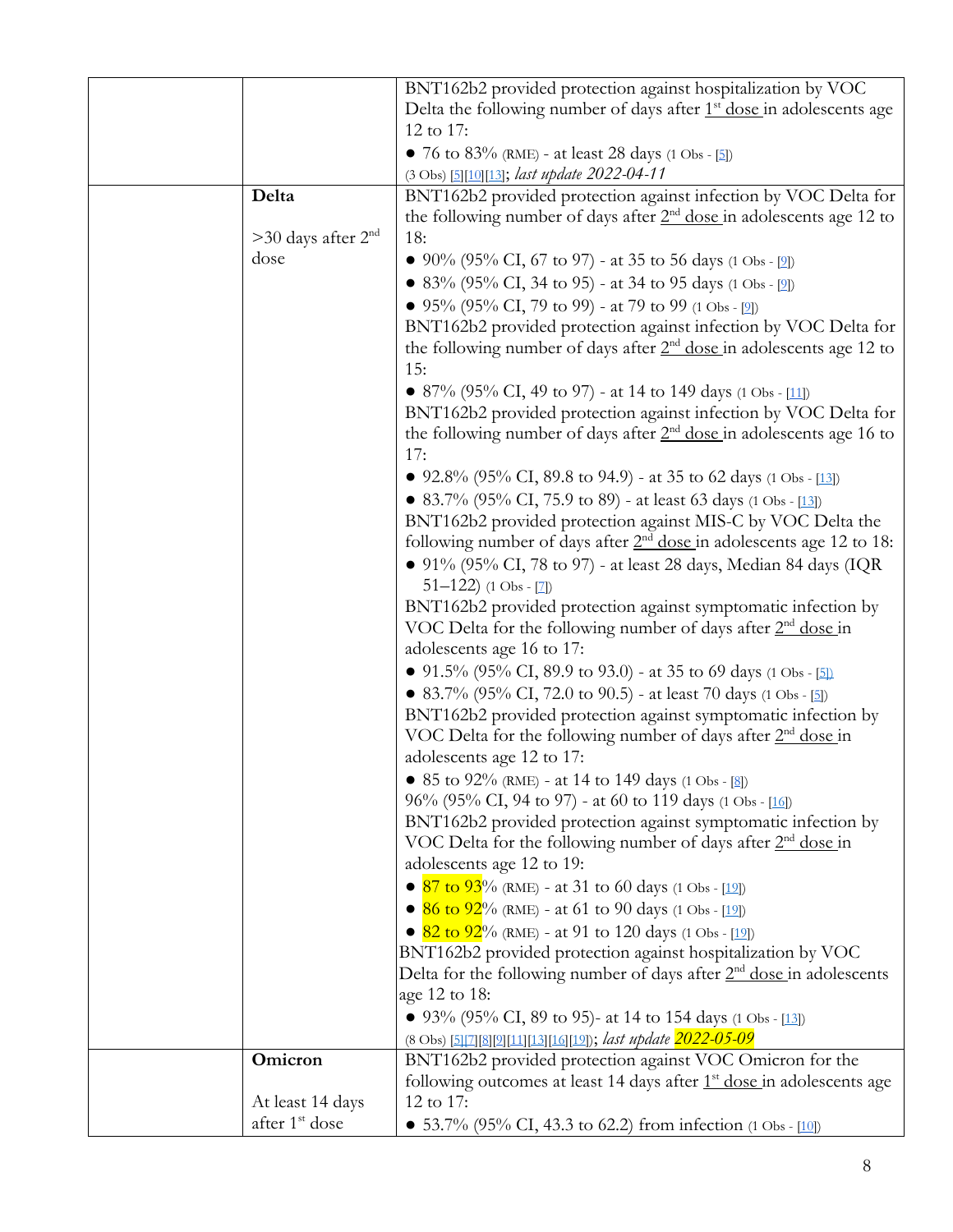| | | |
|---|---|---|
| | | BNT162b2 provided protection against hospitalization by VOC Delta the following number of days after 1st dose in adolescents age 12 to 17:<br>• 76 to 83% (RME) - at least 28 days (1 Obs - [5])<br>(3 Obs) [5][10][13]; *last update 2022-04-11* |
| | **Delta**<br><br>>30 days after 2nd dose | BNT162b2 provided protection against infection by VOC Delta for the following number of days after 2nd dose in adolescents age 12 to 18:<br>• 90% (95% CI, 67 to 97) - at 35 to 56 days (1 Obs - [9])<br>• 83% (95% CI, 34 to 95) - at 34 to 95 days (1 Obs - [9])<br>• 95% (95% CI, 79 to 99) - at 79 to 99 (1 Obs - [9])<br>BNT162b2 provided protection against infection by VOC Delta for the following number of days after 2nd dose in adolescents age 12 to 15:<br>• 87% (95% CI, 49 to 97) - at 14 to 149 days (1 Obs - [11])<br>BNT162b2 provided protection against infection by VOC Delta for the following number of days after 2nd dose in adolescents age 16 to 17:<br>• 92.8% (95% CI, 89.8 to 94.9) - at 35 to 62 days (1 Obs - [13])<br>• 83.7% (95% CI, 75.9 to 89) - at least 63 days (1 Obs - [13])<br>BNT162b2 provided protection against MIS-C by VOC Delta the following number of days after 2nd dose in adolescents age 12 to 18:<br>• 91% (95% CI, 78 to 97) - at least 28 days, Median 84 days (IQR 51–122) (1 Obs - [7])<br>BNT162b2 provided protection against symptomatic infection by VOC Delta for the following number of days after 2nd dose in adolescents age 16 to 17:<br>• 91.5% (95% CI, 89.9 to 93.0) - at 35 to 69 days (1 Obs - [5])<br>• 83.7% (95% CI, 72.0 to 90.5) - at least 70 days (1 Obs - [5])<br>BNT162b2 provided protection against symptomatic infection by VOC Delta for the following number of days after 2nd dose in adolescents age 12 to 17:<br>• 85 to 92% (RME) - at 14 to 149 days (1 Obs - [8])<br>96% (95% CI, 94 to 97) - at 60 to 119 days (1 Obs - [16])<br>BNT162b2 provided protection against symptomatic infection by VOC Delta for the following number of days after 2nd dose in adolescents age 12 to 19:<br>• 87 to 93% (RME) - at 31 to 60 days (1 Obs - [19])<br>• 86 to 92% (RME) - at 61 to 90 days (1 Obs - [19])<br>• 82 to 92% (RME) - at 91 to 120 days (1 Obs - [19])<br>BNT162b2 provided protection against hospitalization by VOC Delta for the following number of days after 2nd dose in adolescents age 12 to 18:<br>• 93% (95% CI, 89 to 95)- at 14 to 154 days (1 Obs - [13])<br>(8 Obs) [5][7][8][9][11][13][16][19]; *last update 2022-05-09* |
| | **Omicron**<br><br>At least 14 days after 1st dose | BNT162b2 provided protection against VOC Omicron for the following outcomes at least 14 days after 1st dose in adolescents age 12 to 17:<br>• 53.7% (95% CI, 43.3 to 62.2) from infection (1 Obs - [10]) |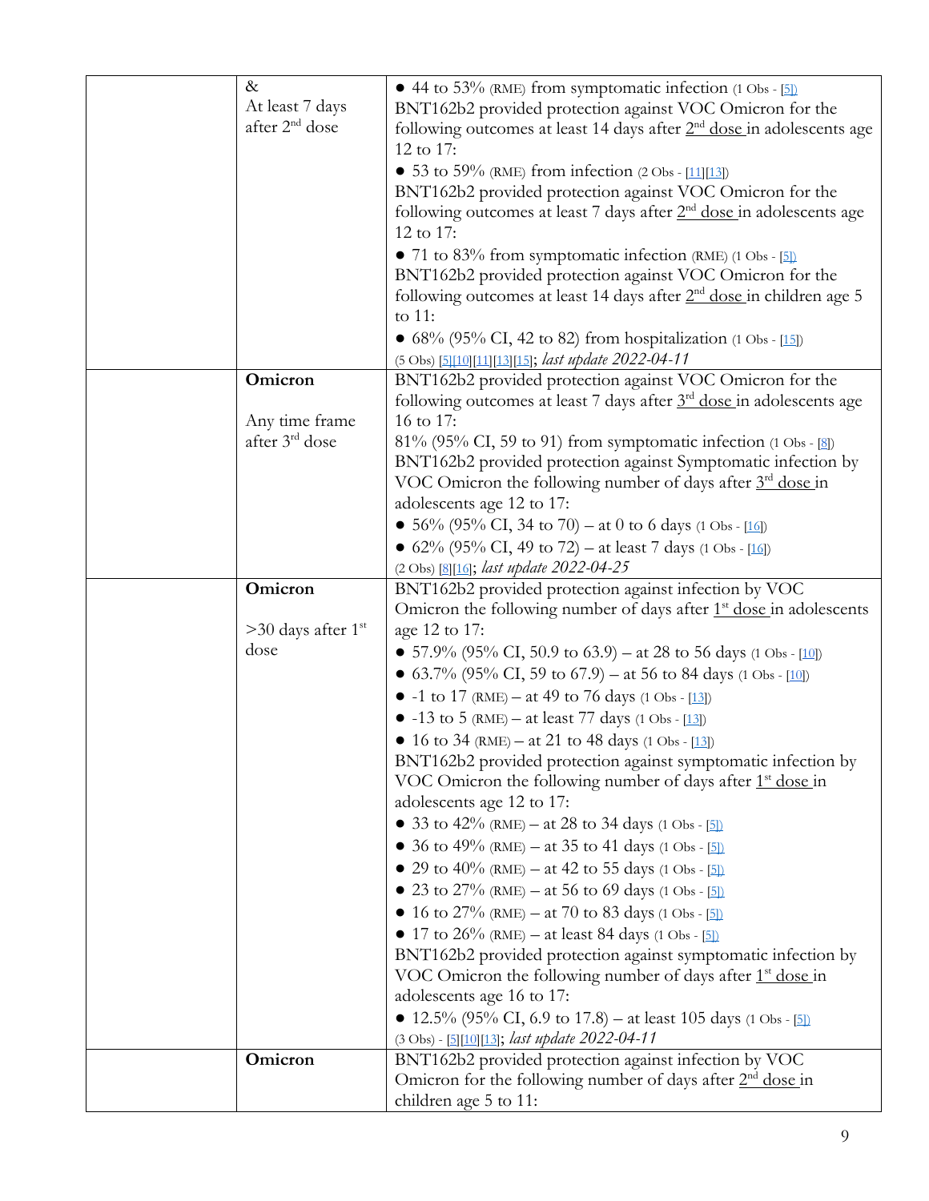| | | |
|---|---|---|
| | & <br> At least 7 days after 2nd dose | ● 44 to 53% (RME) from symptomatic infection (1 Obs - [5]) <br> BNT162b2 provided protection against VOC Omicron for the following outcomes at least 14 days after 2nd dose in adolescents age 12 to 17: <br> ● 53 to 59% (RME) from infection (2 Obs - [11][13]) <br> BNT162b2 provided protection against VOC Omicron for the following outcomes at least 7 days after 2nd dose in adolescents age 12 to 17: <br> ● 71 to 83% from symptomatic infection (RME) (1 Obs - [5]) <br> BNT162b2 provided protection against VOC Omicron for the following outcomes at least 14 days after 2nd dose in children age 5 to 11: <br> ● 68% (95% CI, 42 to 82) from hospitalization (1 Obs - [15]) <br> (5 Obs) [5][10][11][13][15]; *last update 2022-04-11* |
| | **Omicron** <br><br> Any time frame after 3rd dose | BNT162b2 provided protection against VOC Omicron for the following outcomes at least 7 days after 3rd dose in adolescents age 16 to 17: <br> 81% (95% CI, 59 to 91) from symptomatic infection (1 Obs - [8]) <br> BNT162b2 provided protection against Symptomatic infection by VOC Omicron the following number of days after 3rd dose in adolescents age 12 to 17: <br> ● 56% (95% CI, 34 to 70) – at 0 to 6 days (1 Obs - [16]) <br> ● 62% (95% CI, 49 to 72) – at least 7 days (1 Obs - [16]) <br> (2 Obs) [8][16]; *last update 2022-04-25* |
| | **Omicron** <br><br> >30 days after 1st dose | BNT162b2 provided protection against infection by VOC Omicron the following number of days after 1st dose in adolescents age 12 to 17: <br> ● 57.9% (95% CI, 50.9 to 63.9) – at 28 to 56 days (1 Obs - [10]) <br> ● 63.7% (95% CI, 59 to 67.9) – at 56 to 84 days (1 Obs - [10]) <br> ● -1 to 17 (RME) – at 49 to 76 days (1 Obs - [13]) <br> ● -13 to 5 (RME) – at least 77 days (1 Obs - [13]) <br> ● 16 to 34 (RME) – at 21 to 48 days (1 Obs - [13]) <br> BNT162b2 provided protection against symptomatic infection by VOC Omicron the following number of days after 1st dose in adolescents age 12 to 17: <br> ● 33 to 42% (RME) – at 28 to 34 days (1 Obs - [5]) <br> ● 36 to 49% (RME) – at 35 to 41 days (1 Obs - [5]) <br> ● 29 to 40% (RME) – at 42 to 55 days (1 Obs - [5]) <br> ● 23 to 27% (RME) – at 56 to 69 days (1 Obs - [5]) <br> ● 16 to 27% (RME) – at 70 to 83 days (1 Obs - [5]) <br> ● 17 to 26% (RME) – at least 84 days (1 Obs - [5]) <br> BNT162b2 provided protection against symptomatic infection by VOC Omicron the following number of days after 1st dose in adolescents age 16 to 17: <br> ● 12.5% (95% CI, 6.9 to 17.8) – at least 105 days (1 Obs - [5]) <br> (3 Obs) - [5][10][13]; *last update 2022-04-11* |
| | **Omicron** | BNT162b2 provided protection against infection by VOC Omicron for the following number of days after 2nd dose in children age 5 to 11: |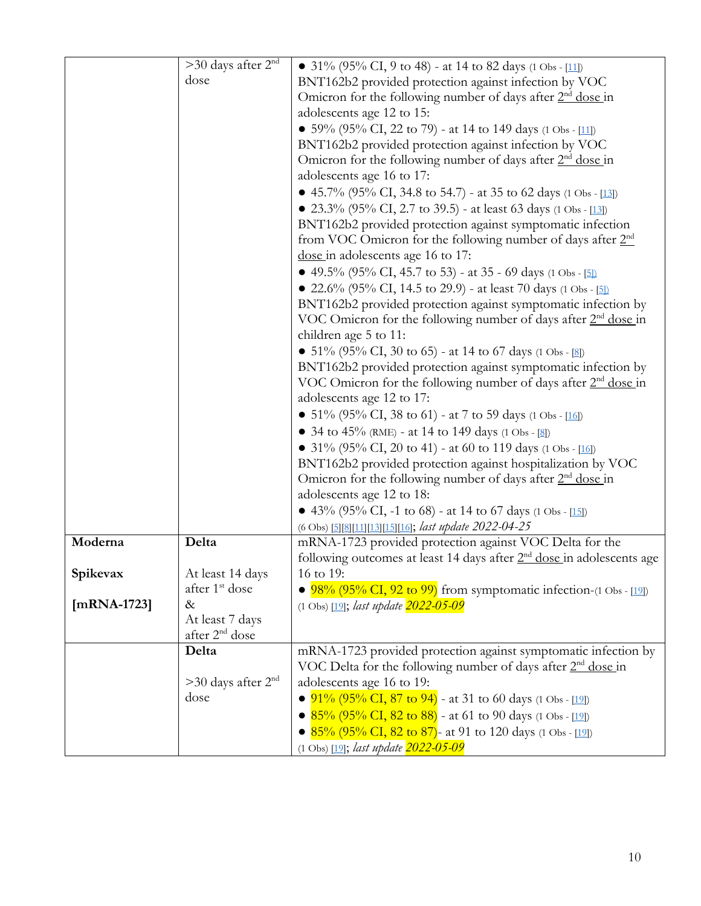| | | |
|---|---|---|
| | >30 days after 2nd dose | • 31% (95% CI, 9 to 48) - at 14 to 82 days (1 Obs - [11])<br>BNT162b2 provided protection against infection by VOC Omicron for the following number of days after 2nd dose in adolescents age 12 to 15:<br>• 59% (95% CI, 22 to 79) - at 14 to 149 days (1 Obs - [11])<br>BNT162b2 provided protection against infection by VOC Omicron for the following number of days after 2nd dose in adolescents age 16 to 17:<br>• 45.7% (95% CI, 34.8 to 54.7) - at 35 to 62 days (1 Obs - [13])<br>• 23.3% (95% CI, 2.7 to 39.5) - at least 63 days (1 Obs - [13])<br>BNT162b2 provided protection against symptomatic infection from VOC Omicron for the following number of days after 2nd dose in adolescents age 16 to 17:<br>• 49.5% (95% CI, 45.7 to 53) - at 35 - 69 days (1 Obs - [5])<br>• 22.6% (95% CI, 14.5 to 29.9) - at least 70 days (1 Obs - [5])<br>BNT162b2 provided protection against symptomatic infection by VOC Omicron for the following number of days after 2nd dose in children age 5 to 11:<br>• 51% (95% CI, 30 to 65) - at 14 to 67 days (1 Obs - [8])<br>BNT162b2 provided protection against symptomatic infection by VOC Omicron for the following number of days after 2nd dose in adolescents age 12 to 17:<br>• 51% (95% CI, 38 to 61) - at 7 to 59 days (1 Obs - [16])<br>• 34 to 45% (RME) - at 14 to 149 days (1 Obs - [8])<br>• 31% (95% CI, 20 to 41) - at 60 to 119 days (1 Obs - [16])<br>BNT162b2 provided protection against hospitalization by VOC Omicron for the following number of days after 2nd dose in adolescents age 12 to 18:<br>• 43% (95% CI, -1 to 68) - at 14 to 67 days (1 Obs - [15])<br>(6 Obs) [5][8][11][13][15][16]; *last update 2022-04-25* |
| **Moderna**<br><br>**Spikevax**<br><br>**[mRNA-1723]** | **Delta**<br><br>At least 14 days after 1st dose<br>&<br>At least 7 days after 2nd dose | mRNA-1723 provided protection against VOC Delta for the following outcomes at least 14 days after 2nd dose in adolescents age 16 to 19:<br>• 98% (95% CI, 92 to 99) from symptomatic infection-(1 Obs - [19])<br>(1 Obs) [19]; *last update 2022-05-09* |
| | **Delta**<br><br>>30 days after 2nd dose | mRNA-1723 provided protection against symptomatic infection by VOC Delta for the following number of days after 2nd dose in adolescents age 16 to 19:<br>• 91% (95% CI, 87 to 94) - at 31 to 60 days (1 Obs - [19])<br>• 85% (95% CI, 82 to 88) - at 61 to 90 days (1 Obs - [19])<br>• 85% (95% CI, 82 to 87)- at 91 to 120 days (1 Obs - [19])<br>(1 Obs) [19]; *last update 2022-05-09* |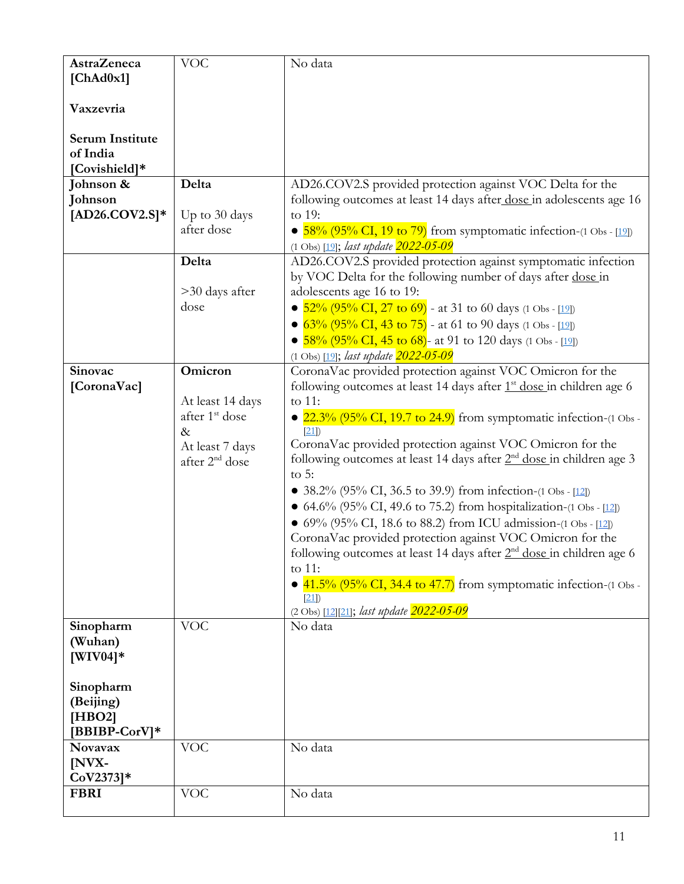| | | |
|---|---|---|
| **AstraZeneca [ChAd0x1]**<br><br>**Vaxzevria**<br><br>**Serum Institute of India [Covishield]*** | VOC | No data |
| **Johnson & Johnson [AD26.COV2.S]*** | **Delta**<br><br>Up to 30 days after dose | AD26.COV2.S provided protection against VOC Delta for the following outcomes at least 14 days after dose in adolescents age 16 to 19:<br>• 58% (95% CI, 19 to 79) from symptomatic infection-(1 Obs - [19])<br>(1 Obs) [19]; *last update 2022-05-09* |
| | **Delta**<br><br>>30 days after dose | AD26.COV2.S provided protection against symptomatic infection by VOC Delta for the following number of days after dose in adolescents age 16 to 19:<br>• 52% (95% CI, 27 to 69) - at 31 to 60 days (1 Obs - [19])<br>• 63% (95% CI, 43 to 75) - at 61 to 90 days (1 Obs - [19])<br>• 58% (95% CI, 45 to 68)- at 91 to 120 days (1 Obs - [19])<br>(1 Obs) [19]; *last update 2022-05-09* |
| **Sinovac [CoronaVac]** | **Omicron**<br><br>At least 14 days after 1st dose<br>&<br>At least 7 days after 2nd dose | CoronaVac provided protection against VOC Omicron for the following outcomes at least 14 days after 1st dose in children age 6 to 11:<br>• 22.3% (95% CI, 19.7 to 24.9) from symptomatic infection-(1 Obs - [21])<br>CoronaVac provided protection against VOC Omicron for the following outcomes at least 14 days after 2nd dose in children age 3 to 5:<br>• 38.2% (95% CI, 36.5 to 39.9) from infection-(1 Obs - [12])<br>• 64.6% (95% CI, 49.6 to 75.2) from hospitalization-(1 Obs - [12])<br>• 69% (95% CI, 18.6 to 88.2) from ICU admission-(1 Obs - [12])<br>CoronaVac provided protection against VOC Omicron for the following outcomes at least 14 days after 2nd dose in children age 6 to 11:<br>• 41.5% (95% CI, 34.4 to 47.7) from symptomatic infection-(1 Obs - [21])<br>(2 Obs) [12][21]; *last update 2022-05-09* |
| **Sinopharm (Wuhan) [WIV04]***<br><br>**Sinopharm (Beijing) [HBO2] [BBIBP-CorV]*** | VOC | No data |
| **Novavax [NVX-CoV2373]*** | VOC | No data |
| **FBRI** | VOC | No data |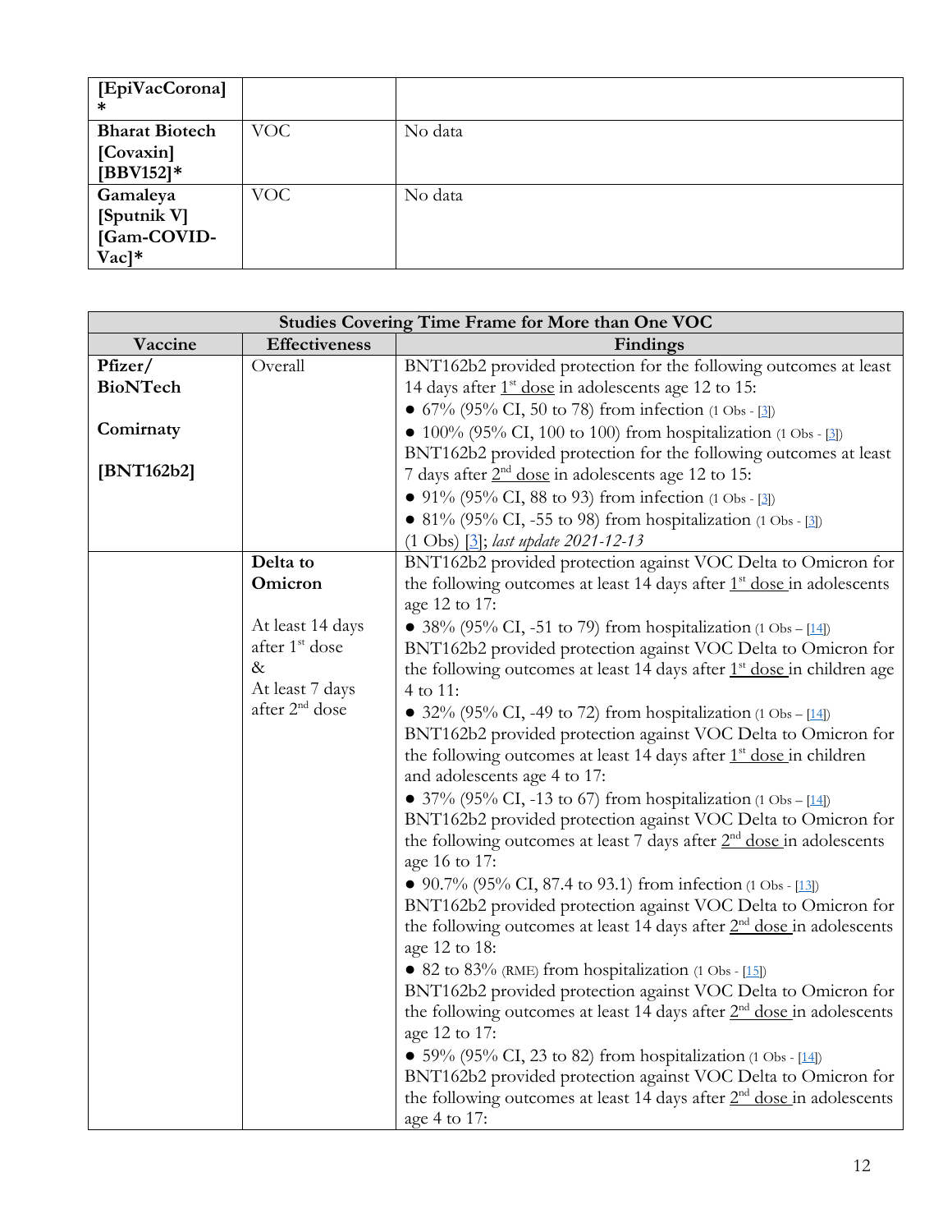| [EpiVacCorona]* | | |
|---|---|---|
| **Bharat Biotech [Covaxin] [BBV152]*** | VOC | No data |
| **Gamaleya [Sputnik V] [Gam-COVID-Vac]*** | VOC | No data |

| **Studies Covering Time Frame for More than One VOC** | | |
|---|---|---|
| **Vaccine** | **Effectiveness** | **Findings** |
| **Pfizer/ BioNTech**<br><br>**Comirnaty**<br><br>**[BNT162b2]** | Overall | BNT162b2 provided protection for the following outcomes at least 14 days after 1st dose in adolescents age 12 to 15:<br>● 67% (95% CI, 50 to 78) from infection (1 Obs - [3])<br>● 100% (95% CI, 100 to 100) from hospitalization (1 Obs - [3])<br>BNT162b2 provided protection for the following outcomes at least 7 days after 2nd dose in adolescents age 12 to 15:<br>● 91% (95% CI, 88 to 93) from infection (1 Obs - [3])<br>● 81% (95% CI, -55 to 98) from hospitalization (1 Obs - [3])<br>(1 Obs) [3]; *last update 2021-12-13* |
| | **Delta to Omicron**<br><br>At least 14 days after 1st dose<br>&<br>At least 7 days after 2nd dose | BNT162b2 provided protection against VOC Delta to Omicron for the following outcomes at least 14 days after 1st dose in adolescents age 12 to 17:<br>● 38% (95% CI, -51 to 79) from hospitalization (1 Obs – [14])<br>BNT162b2 provided protection against VOC Delta to Omicron for the following outcomes at least 14 days after 1st dose in children age 4 to 11:<br>● 32% (95% CI, -49 to 72) from hospitalization (1 Obs – [14])<br>BNT162b2 provided protection against VOC Delta to Omicron for the following outcomes at least 14 days after 1st dose in children and adolescents age 4 to 17:<br>● 37% (95% CI, -13 to 67) from hospitalization (1 Obs – [14])<br>BNT162b2 provided protection against VOC Delta to Omicron for the following outcomes at least 7 days after 2nd dose in adolescents age 16 to 17:<br>● 90.7% (95% CI, 87.4 to 93.1) from infection (1 Obs - [13])<br>BNT162b2 provided protection against VOC Delta to Omicron for the following outcomes at least 14 days after 2nd dose in adolescents age 12 to 18:<br>● 82 to 83% (RME) from hospitalization (1 Obs - [15])<br>BNT162b2 provided protection against VOC Delta to Omicron for the following outcomes at least 14 days after 2nd dose in adolescents age 12 to 17:<br>● 59% (95% CI, 23 to 82) from hospitalization (1 Obs - [14])<br>BNT162b2 provided protection against VOC Delta to Omicron for the following outcomes at least 14 days after 2nd dose in adolescents age 4 to 17: |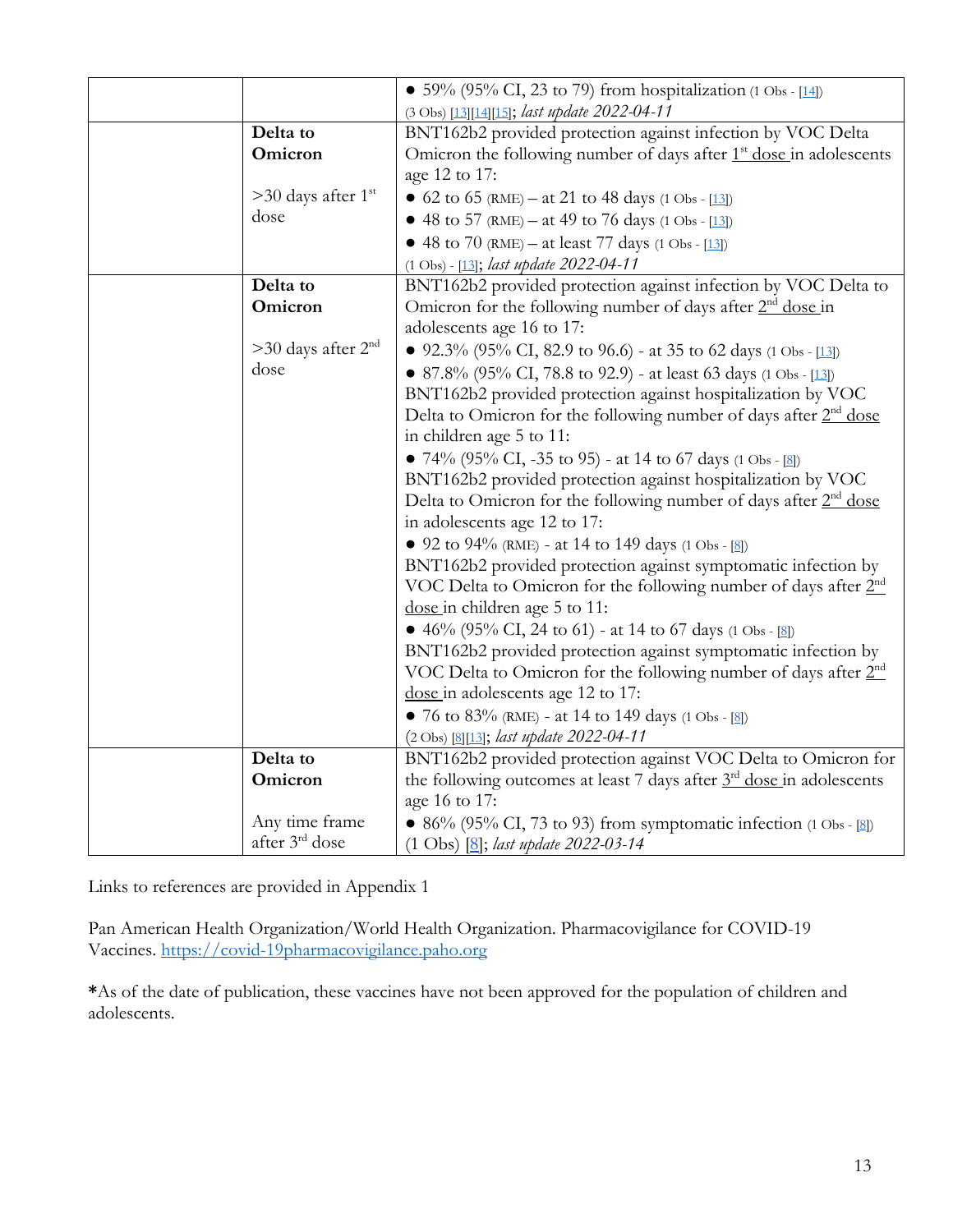| | | |
|---|---|---|
| | | • 59% (95% CI, 23 to 79) from hospitalization (1 Obs - [14])<br>(3 Obs) [13][14][15]; *last update 2022-04-11* |
| | **Delta to Omicron**<br><br>>30 days after 1st dose | BNT162b2 provided protection against infection by VOC Delta Omicron the following number of days after 1st dose in adolescents age 12 to 17:<br>• 62 to 65 (RME) – at 21 to 48 days (1 Obs - [13])<br>• 48 to 57 (RME) – at 49 to 76 days (1 Obs - [13])<br>• 48 to 70 (RME) – at least 77 days (1 Obs - [13])<br>(1 Obs) - [13]; *last update 2022-04-11* |
| | **Delta to Omicron**<br><br>>30 days after 2nd dose | BNT162b2 provided protection against infection by VOC Delta to Omicron for the following number of days after 2nd dose in adolescents age 16 to 17:<br>• 92.3% (95% CI, 82.9 to 96.6) - at 35 to 62 days (1 Obs - [13])<br>• 87.8% (95% CI, 78.8 to 92.9) - at least 63 days (1 Obs - [13])<br>BNT162b2 provided protection against hospitalization by VOC Delta to Omicron for the following number of days after 2nd dose in children age 5 to 11:<br>• 74% (95% CI, -35 to 95) - at 14 to 67 days (1 Obs - [8])<br>BNT162b2 provided protection against hospitalization by VOC Delta to Omicron for the following number of days after 2nd dose in adolescents age 12 to 17:<br>• 92 to 94% (RME) - at 14 to 149 days (1 Obs - [8])<br>BNT162b2 provided protection against symptomatic infection by VOC Delta to Omicron for the following number of days after 2nd dose in children age 5 to 11:<br>• 46% (95% CI, 24 to 61) - at 14 to 67 days (1 Obs - [8])<br>BNT162b2 provided protection against symptomatic infection by VOC Delta to Omicron for the following number of days after 2nd dose in adolescents age 12 to 17:<br>• 76 to 83% (RME) - at 14 to 149 days (1 Obs - [8])<br>(2 Obs) [8][13]; *last update 2022-04-11* |
| | **Delta to Omicron**<br><br>Any time frame after 3rd dose | BNT162b2 provided protection against VOC Delta to Omicron for the following outcomes at least 7 days after 3rd dose in adolescents age 16 to 17:<br>• 86% (95% CI, 73 to 93) from symptomatic infection (1 Obs - [8])<br>(1 Obs) [8]; *last update 2022-03-14* |

Links to references are provided in Appendix 1

Pan American Health Organization/World Health Organization. Pharmacovigilance for COVID-19 Vaccines. https://covid-19pharmacovigilance.paho.org

***As of the date of publication, these vaccines have not been approved for the population of children and adolescents.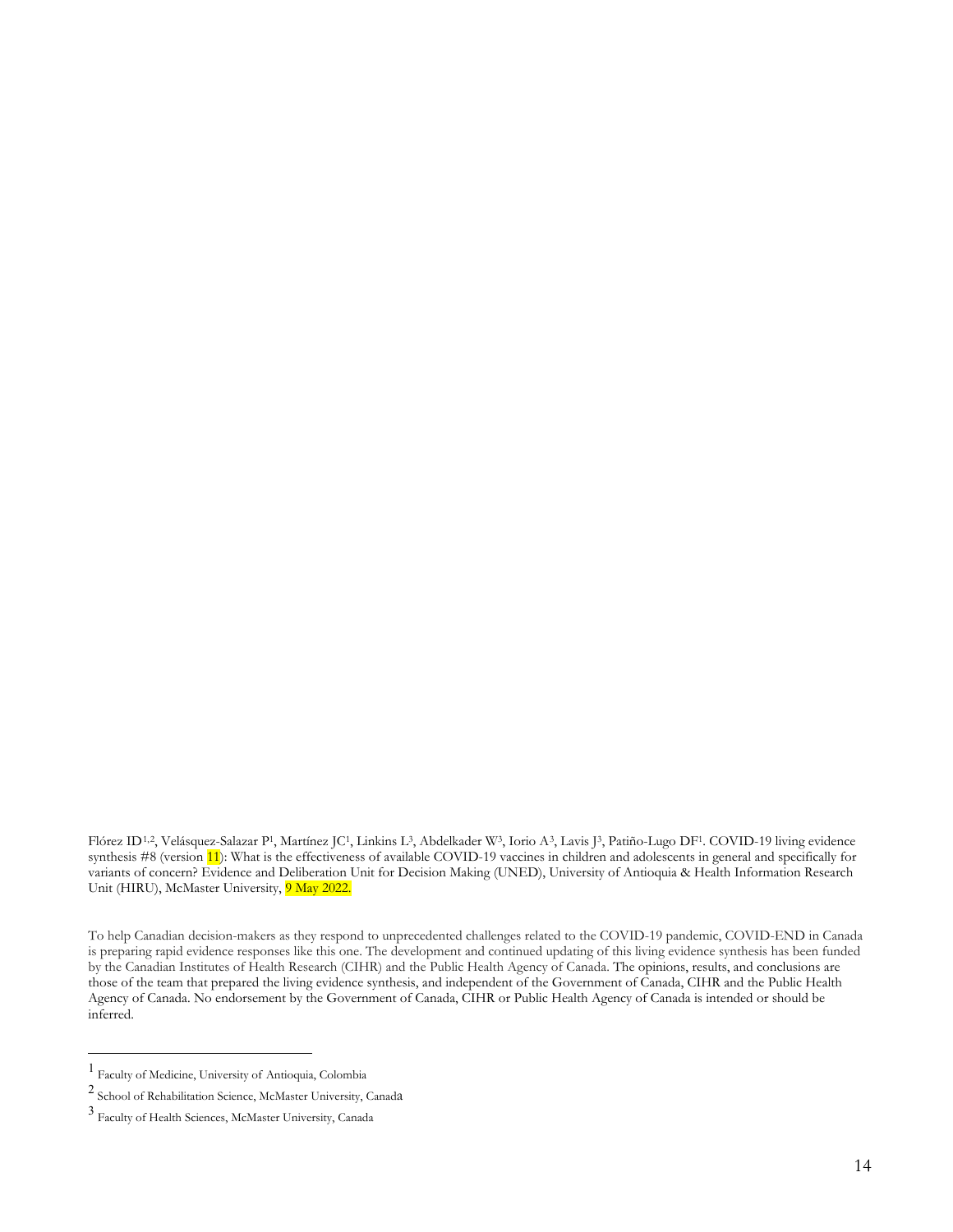Flórez ID[1,2], Velásquez-Salazar P[1], Martínez JC[1], Linkins L[3], Abdelkader W[3], Iorio A[3], Lavis J[3], Patiño-Lugo DF[1]. COVID-19 living evidence synthesis #8 (version 11): What is the effectiveness of available COVID-19 vaccines in children and adolescents in general and specifically for variants of concern? Evidence and Deliberation Unit for Decision Making (UNED), University of Antioquia & Health Information Research Unit (HIRU), McMaster University, 9 May 2022.

To help Canadian decision-makers as they respond to unprecedented challenges related to the COVID-19 pandemic, COVID-END in Canada is preparing rapid evidence responses like this one. The development and continued updating of this living evidence synthesis has been funded by the Canadian Institutes of Health Research (CIHR) and the Public Health Agency of Canada. The opinions, results, and conclusions are those of the team that prepared the living evidence synthesis, and independent of the Government of Canada, CIHR and the Public Health Agency of Canada. No endorsement by the Government of Canada, CIHR or Public Health Agency of Canada is intended or should be inferred.

---

[1] Faculty of Medicine, University of Antioquia, Colombia

[2] School of Rehabilitation Science, McMaster University, Canada

[3] Faculty of Health Sciences, McMaster University, Canada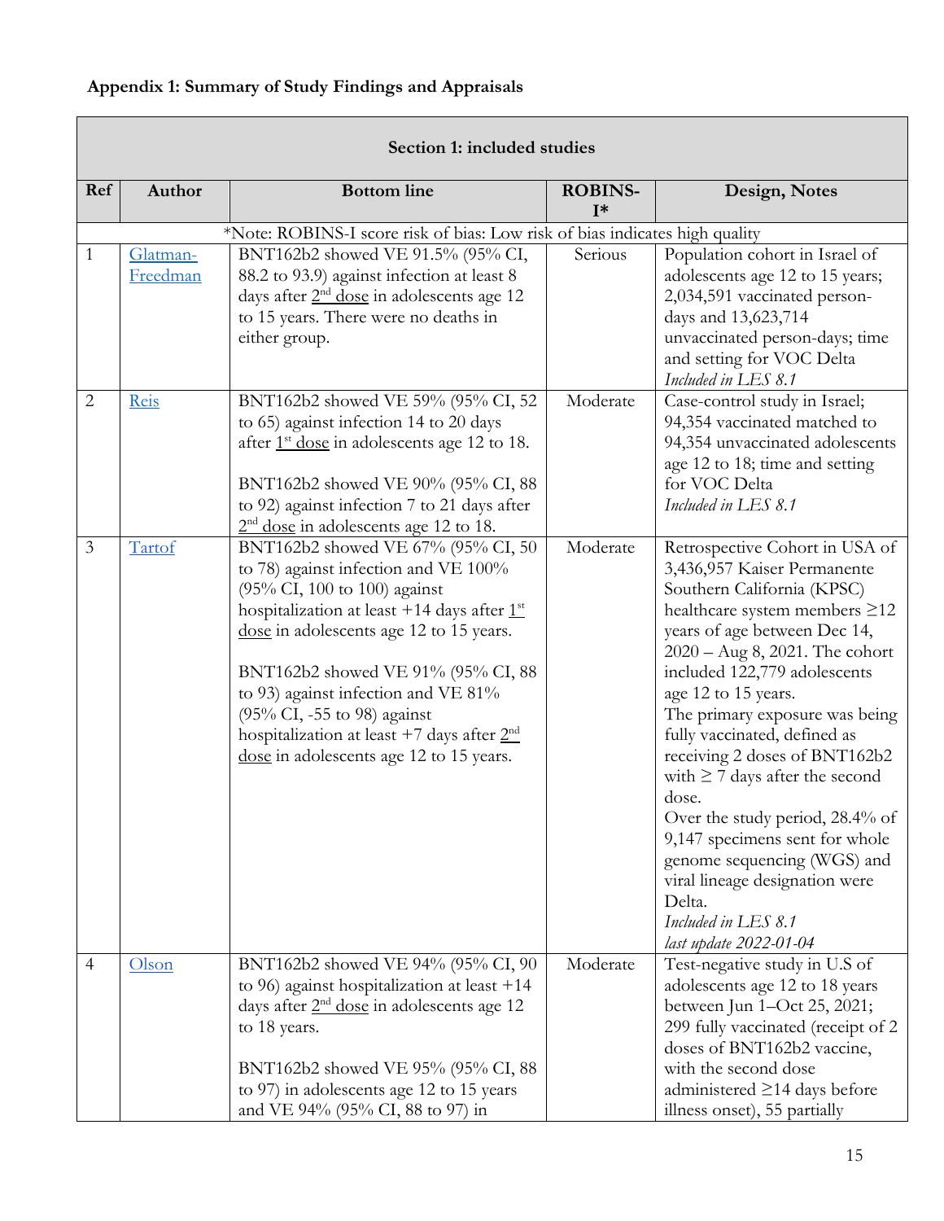**Appendix 1: Summary of Study Findings and Appraisals**

| Section 1: included studies | | | | |
|---|---|---|---|---|
| **Ref** | **Author** | **Bottom line** | **ROBINS-I*** | **Design, Notes** |
| *Note: ROBINS-I score risk of bias: Low risk of bias indicates high quality | | | | |
| 1 | Glatman-Freedman | BNT162b2 showed VE 91.5% (95% CI, 88.2 to 93.9) against infection at least 8 days after 2nd dose in adolescents age 12 to 15 years. There were no deaths in either group. | Serious | Population cohort in Israel of adolescents age 12 to 15 years; 2,034,591 vaccinated person-days and 13,623,714 unvaccinated person-days; time and setting for VOC Delta *Included in LES 8.1* |
| 2 | Reis | BNT162b2 showed VE 59% (95% CI, 52 to 65) against infection 14 to 20 days after 1st dose in adolescents age 12 to 18.<br><br>BNT162b2 showed VE 90% (95% CI, 88 to 92) against infection 7 to 21 days after 2nd dose in adolescents age 12 to 18. | Moderate | Case-control study in Israel; 94,354 vaccinated matched to 94,354 unvaccinated adolescents age 12 to 18; time and setting for VOC Delta *Included in LES 8.1* |
| 3 | Tartof | BNT162b2 showed VE 67% (95% CI, 50 to 78) against infection and VE 100% (95% CI, 100 to 100) against hospitalization at least +14 days after 1st dose in adolescents age 12 to 15 years.<br><br>BNT162b2 showed VE 91% (95% CI, 88 to 93) against infection and VE 81% (95% CI, -55 to 98) against hospitalization at least +7 days after 2nd dose in adolescents age 12 to 15 years. | Moderate | Retrospective Cohort in USA of 3,436,957 Kaiser Permanente Southern California (KPSC) healthcare system members ≥12 years of age between Dec 14, 2020 – Aug 8, 2021. The cohort included 122,779 adolescents age 12 to 15 years.<br>The primary exposure was being fully vaccinated, defined as receiving 2 doses of BNT162b2 with ≥ 7 days after the second dose.<br>Over the study period, 28.4% of 9,147 specimens sent for whole genome sequencing (WGS) and viral lineage designation were Delta.<br>*Included in LES 8.1*<br>*last update 2022-01-04* |
| 4 | Olson | BNT162b2 showed VE 94% (95% CI, 90 to 96) against hospitalization at least +14 days after 2nd dose in adolescents age 12 to 18 years.<br><br>BNT162b2 showed VE 95% (95% CI, 88 to 97) in adolescents age 12 to 15 years and VE 94% (95% CI, 88 to 97) in | Moderate | Test-negative study in U.S of adolescents age 12 to 18 years between Jun 1–Oct 25, 2021; 299 fully vaccinated (receipt of 2 doses of BNT162b2 vaccine, with the second dose administered ≥14 days before illness onset), 55 partially |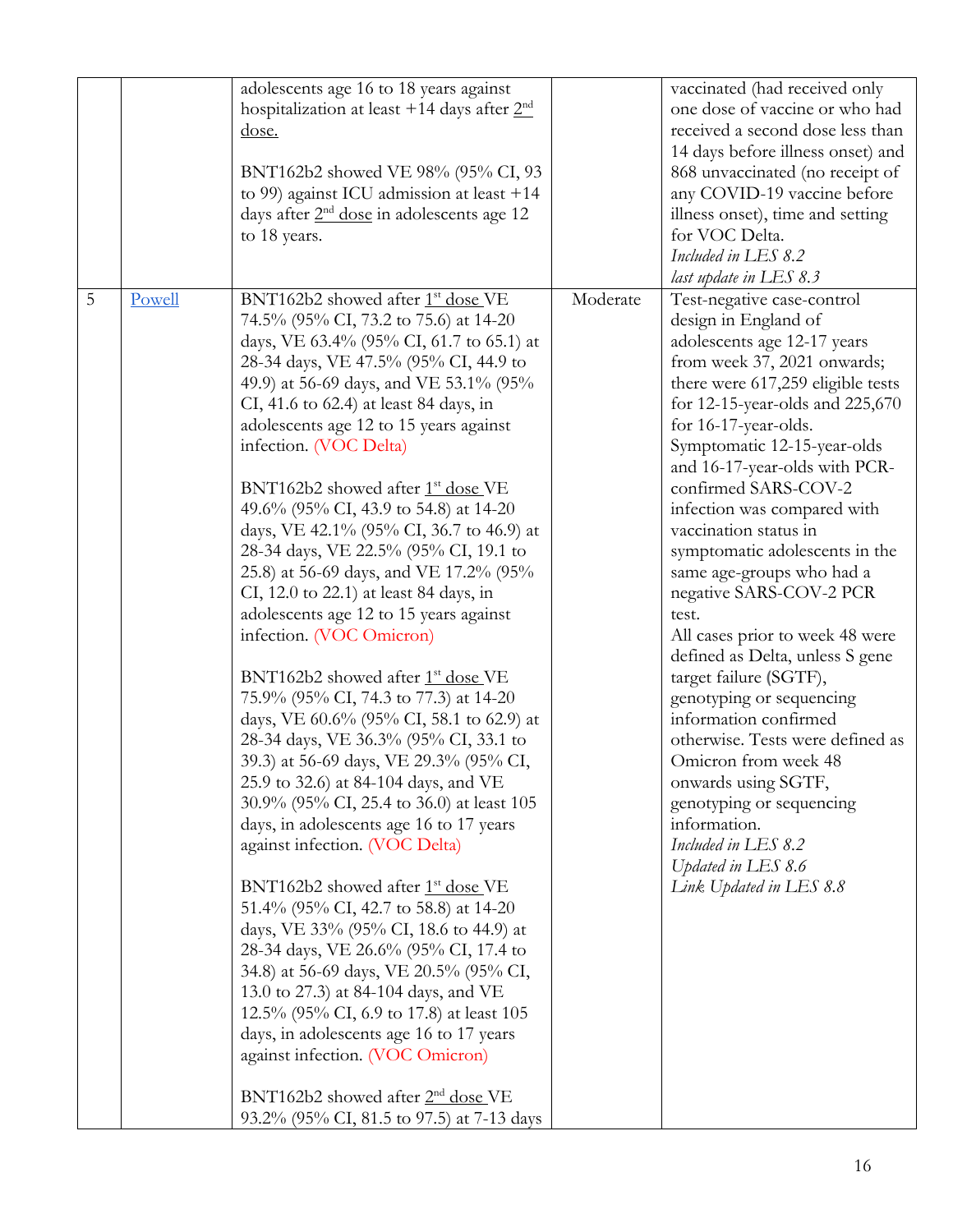| | | | | |
|---|---|---|---|---|
| | | adolescents age 16 to 18 years against hospitalization at least +14 days after 2nd dose.<br><br>BNT162b2 showed VE 98% (95% CI, 93 to 99) against ICU admission at least +14 days after 2nd dose in adolescents age 12 to 18 years. | | vaccinated (had received only one dose of vaccine or who had received a second dose less than 14 days before illness onset) and 868 unvaccinated (no receipt of any COVID-19 vaccine before illness onset), time and setting for VOC Delta.<br>*Included in LES 8.2*<br>*last update in LES 8.3* |
| 5 | Powell | BNT162b2 showed after 1st dose VE 74.5% (95% CI, 73.2 to 75.6) at 14-20 days, VE 63.4% (95% CI, 61.7 to 65.1) at 28-34 days, VE 47.5% (95% CI, 44.9 to 49.9) at 56-69 days, and VE 53.1% (95% CI, 41.6 to 62.4) at least 84 days, in adolescents age 12 to 15 years against infection. (VOC Delta)<br><br>BNT162b2 showed after 1st dose VE 49.6% (95% CI, 43.9 to 54.8) at 14-20 days, VE 42.1% (95% CI, 36.7 to 46.9) at 28-34 days, VE 22.5% (95% CI, 19.1 to 25.8) at 56-69 days, and VE 17.2% (95% CI, 12.0 to 22.1) at least 84 days, in adolescents age 12 to 15 years against infection. (VOC Omicron)<br><br>BNT162b2 showed after 1st dose VE 75.9% (95% CI, 74.3 to 77.3) at 14-20 days, VE 60.6% (95% CI, 58.1 to 62.9) at 28-34 days, VE 36.3% (95% CI, 33.1 to 39.3) at 56-69 days, VE 29.3% (95% CI, 25.9 to 32.6) at 84-104 days, and VE 30.9% (95% CI, 25.4 to 36.0) at least 105 days, in adolescents age 16 to 17 years against infection. (VOC Delta)<br><br>BNT162b2 showed after 1st dose VE 51.4% (95% CI, 42.7 to 58.8) at 14-20 days, VE 33% (95% CI, 18.6 to 44.9) at 28-34 days, VE 26.6% (95% CI, 17.4 to 34.8) at 56-69 days, VE 20.5% (95% CI, 13.0 to 27.3) at 84-104 days, and VE 12.5% (95% CI, 6.9 to 17.8) at least 105 days, in adolescents age 16 to 17 years against infection. (VOC Omicron)<br><br>BNT162b2 showed after 2nd dose VE 93.2% (95% CI, 81.5 to 97.5) at 7-13 days | Moderate | Test-negative case-control design in England of adolescents age 12-17 years from week 37, 2021 onwards; there were 617,259 eligible tests for 12-15-year-olds and 225,670 for 16-17-year-olds. Symptomatic 12-15-year-olds and 16-17-year-olds with PCR-confirmed SARS-COV-2 infection was compared with vaccination status in symptomatic adolescents in the same age-groups who had a negative SARS-COV-2 PCR test.<br>All cases prior to week 48 were defined as Delta, unless S gene target failure (SGTF), genotyping or sequencing information confirmed otherwise. Tests were defined as Omicron from week 48 onwards using SGTF, genotyping or sequencing information.<br>*Included in LES 8.2*<br>*Updated in LES 8.6*<br>*Link Updated in LES 8.8* |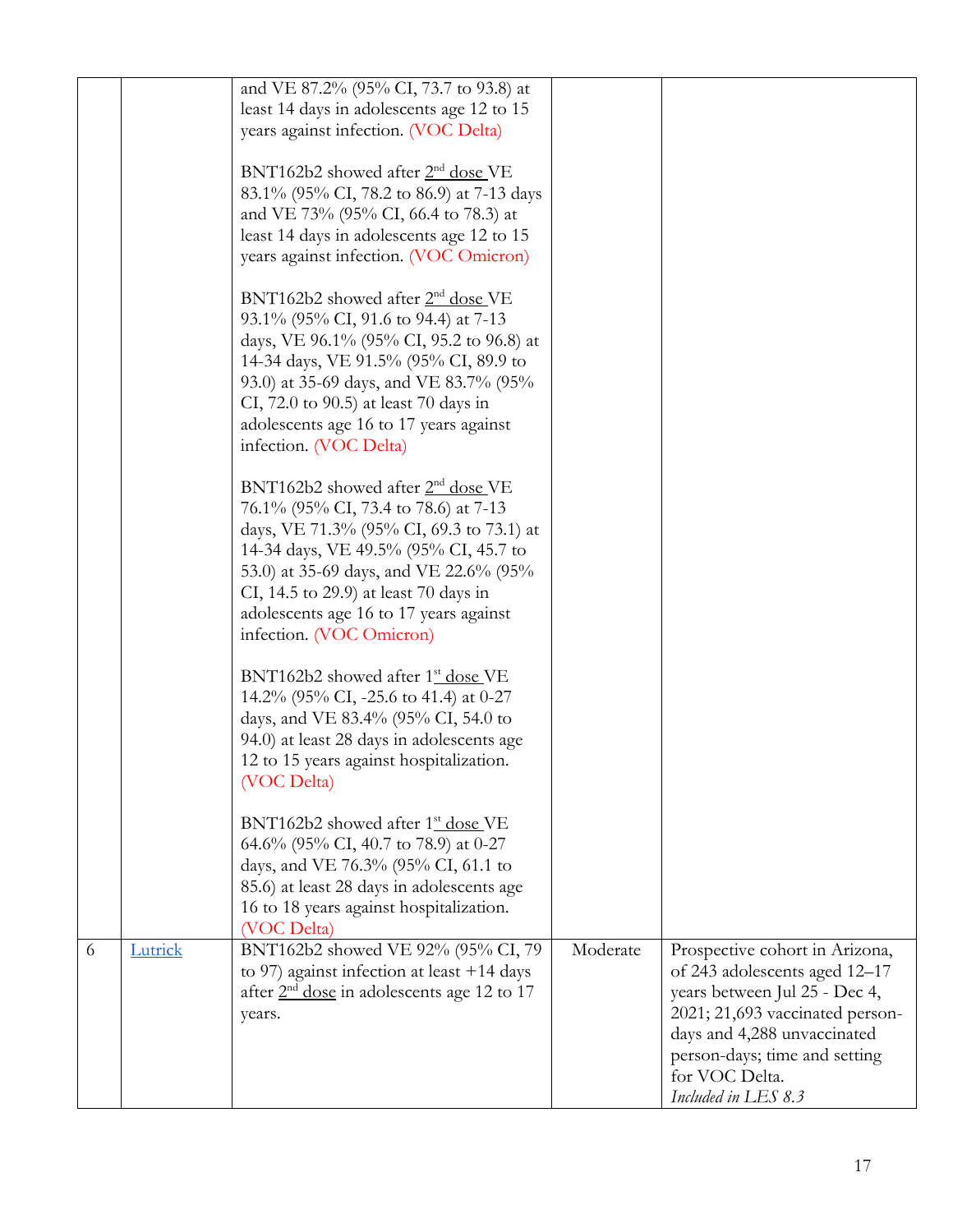| | | | | |
|---|---|---|---|---|
| | | and VE 87.2% (95% CI, 73.7 to 93.8) at least 14 days in adolescents age 12 to 15 years against infection. (VOC Delta)<br><br>BNT162b2 showed after 2nd dose VE 83.1% (95% CI, 78.2 to 86.9) at 7-13 days and VE 73% (95% CI, 66.4 to 78.3) at least 14 days in adolescents age 12 to 15 years against infection. (VOC Omicron)<br><br>BNT162b2 showed after 2nd dose VE 93.1% (95% CI, 91.6 to 94.4) at 7-13 days, VE 96.1% (95% CI, 95.2 to 96.8) at 14-34 days, VE 91.5% (95% CI, 89.9 to 93.0) at 35-69 days, and VE 83.7% (95% CI, 72.0 to 90.5) at least 70 days in adolescents age 16 to 17 years against infection. (VOC Delta)<br><br>BNT162b2 showed after 2nd dose VE 76.1% (95% CI, 73.4 to 78.6) at 7-13 days, VE 71.3% (95% CI, 69.3 to 73.1) at 14-34 days, VE 49.5% (95% CI, 45.7 to 53.0) at 35-69 days, and VE 22.6% (95% CI, 14.5 to 29.9) at least 70 days in adolescents age 16 to 17 years against infection. (VOC Omicron)<br><br>BNT162b2 showed after 1st dose VE 14.2% (95% CI, -25.6 to 41.4) at 0-27 days, and VE 83.4% (95% CI, 54.0 to 94.0) at least 28 days in adolescents age 12 to 15 years against hospitalization. (VOC Delta)<br><br>BNT162b2 showed after 1st dose VE 64.6% (95% CI, 40.7 to 78.9) at 0-27 days, and VE 76.3% (95% CI, 61.1 to 85.6) at least 28 days in adolescents age 16 to 18 years against hospitalization. (VOC Delta) | | |
| 6 | Lutrick | BNT162b2 showed VE 92% (95% CI, 79 to 97) against infection at least +14 days after 2nd dose in adolescents age 12 to 17 years. | Moderate | Prospective cohort in Arizona, of 243 adolescents aged 12–17 years between Jul 25 - Dec 4, 2021; 21,693 vaccinated person-days and 4,288 unvaccinated person-days; time and setting for VOC Delta.<br>*Included in LES 8.3* |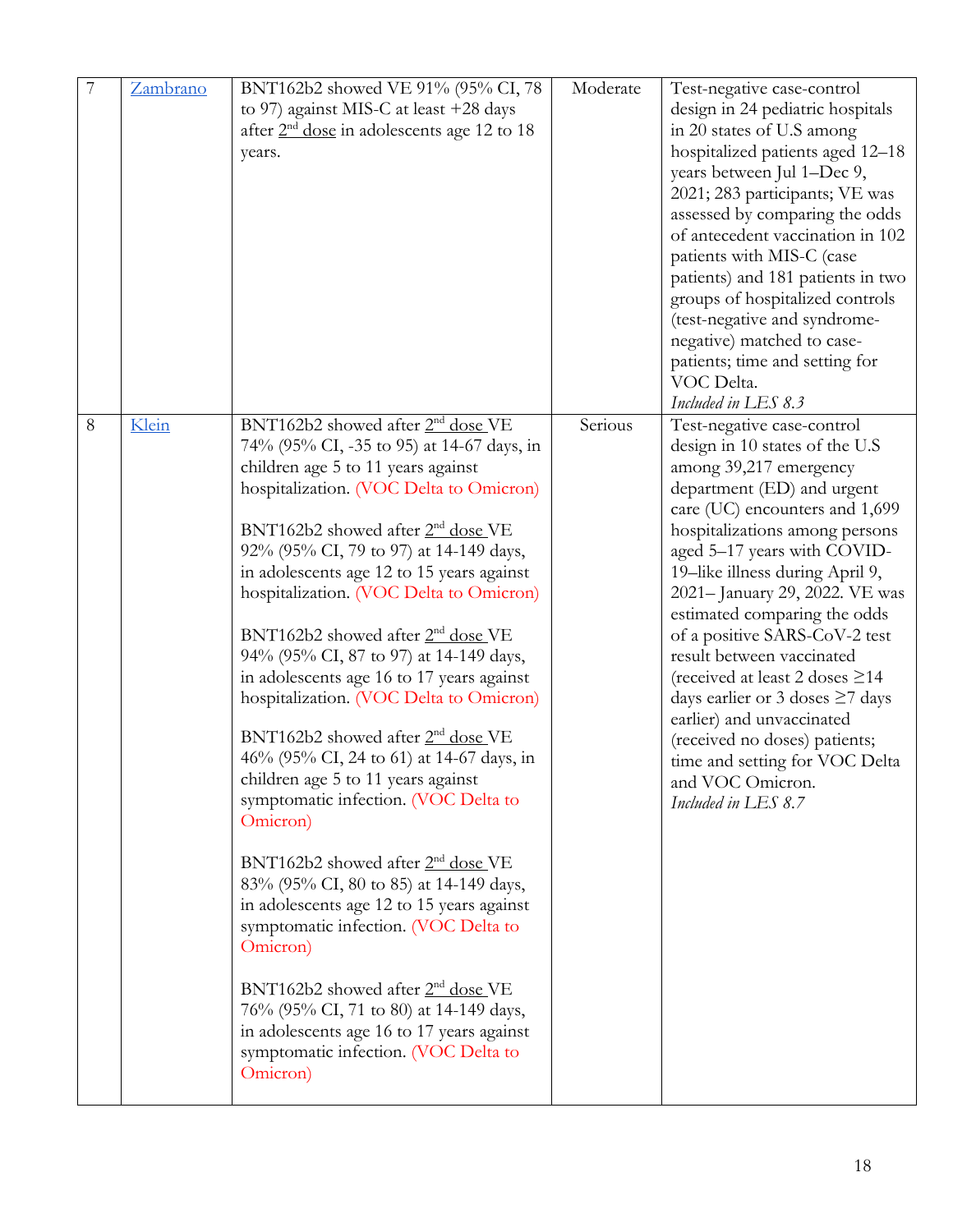| | | | | |
|---|---|---|---|---|
| 7 | Zambrano | BNT162b2 showed VE 91% (95% CI, 78 to 97) against MIS-C at least +28 days after 2nd dose in adolescents age 12 to 18 years. | Moderate | Test-negative case-control design in 24 pediatric hospitals in 20 states of U.S among hospitalized patients aged 12–18 years between Jul 1–Dec 9, 2021; 283 participants; VE was assessed by comparing the odds of antecedent vaccination in 102 patients with MIS-C (case patients) and 181 patients in two groups of hospitalized controls (test-negative and syndrome-negative) matched to case-patients; time and setting for VOC Delta. *Included in LES 8.3* |
| 8 | Klein | BNT162b2 showed after 2nd dose VE 74% (95% CI, -35 to 95) at 14-67 days, in children age 5 to 11 years against hospitalization. (VOC Delta to Omicron)<br><br>BNT162b2 showed after 2nd dose VE 92% (95% CI, 79 to 97) at 14-149 days, in adolescents age 12 to 15 years against hospitalization. (VOC Delta to Omicron)<br><br>BNT162b2 showed after 2nd dose VE 94% (95% CI, 87 to 97) at 14-149 days, in adolescents age 16 to 17 years against hospitalization. (VOC Delta to Omicron)<br><br>BNT162b2 showed after 2nd dose VE 46% (95% CI, 24 to 61) at 14-67 days, in children age 5 to 11 years against symptomatic infection. (VOC Delta to Omicron)<br><br>BNT162b2 showed after 2nd dose VE 83% (95% CI, 80 to 85) at 14-149 days, in adolescents age 12 to 15 years against symptomatic infection. (VOC Delta to Omicron)<br><br>BNT162b2 showed after 2nd dose VE 76% (95% CI, 71 to 80) at 14-149 days, in adolescents age 16 to 17 years against symptomatic infection. (VOC Delta to Omicron) | Serious | Test-negative case-control design in 10 states of the U.S among 39,217 emergency department (ED) and urgent care (UC) encounters and 1,699 hospitalizations among persons aged 5–17 years with COVID-19–like illness during April 9, 2021– January 29, 2022. VE was estimated comparing the odds of a positive SARS-CoV-2 test result between vaccinated (received at least 2 doses ≥14 days earlier or 3 doses ≥7 days earlier) and unvaccinated (received no doses) patients; time and setting for VOC Delta and VOC Omicron. *Included in LES 8.7* |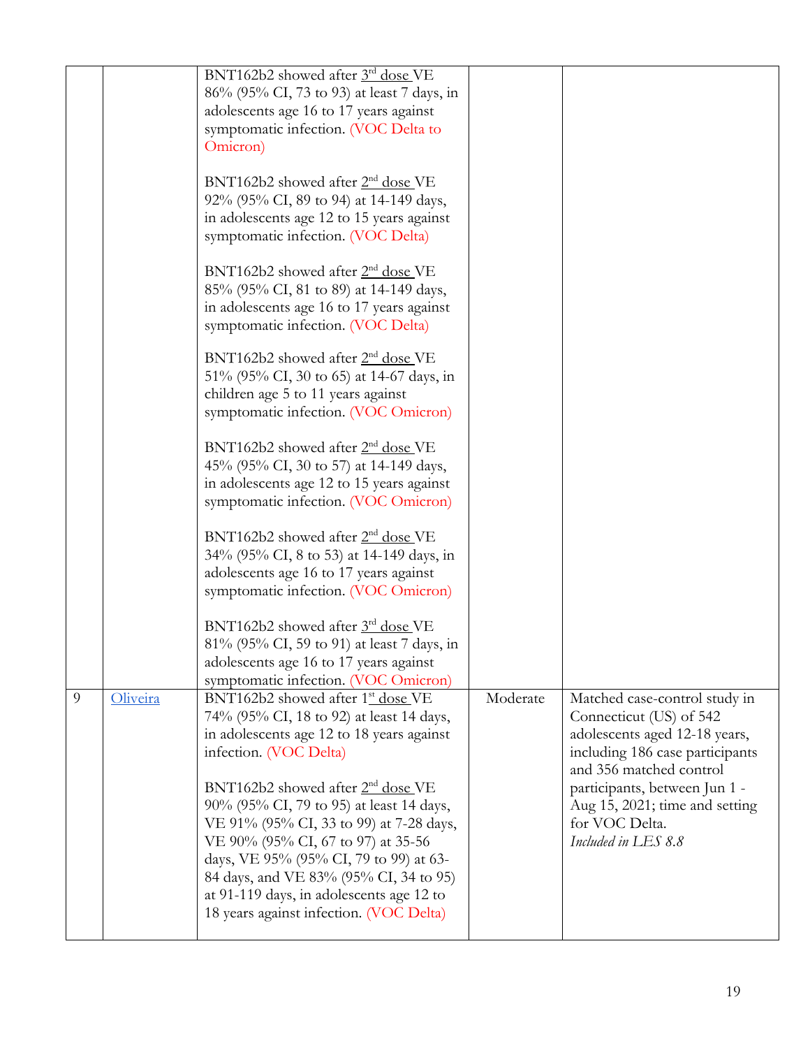| | | | | |
|---|---|---|---|---|
| | | BNT162b2 showed after 3rd dose VE 86% (95% CI, 73 to 93) at least 7 days, in adolescents age 16 to 17 years against symptomatic infection. (VOC Delta to Omicron)<br><br>BNT162b2 showed after 2nd dose VE 92% (95% CI, 89 to 94) at 14-149 days, in adolescents age 12 to 15 years against symptomatic infection. (VOC Delta)<br><br>BNT162b2 showed after 2nd dose VE 85% (95% CI, 81 to 89) at 14-149 days, in adolescents age 16 to 17 years against symptomatic infection. (VOC Delta)<br><br>BNT162b2 showed after 2nd dose VE 51% (95% CI, 30 to 65) at 14-67 days, in children age 5 to 11 years against symptomatic infection. (VOC Omicron)<br><br>BNT162b2 showed after 2nd dose VE 45% (95% CI, 30 to 57) at 14-149 days, in adolescents age 12 to 15 years against symptomatic infection. (VOC Omicron)<br><br>BNT162b2 showed after 2nd dose VE 34% (95% CI, 8 to 53) at 14-149 days, in adolescents age 16 to 17 years against symptomatic infection. (VOC Omicron)<br><br>BNT162b2 showed after 3rd dose VE 81% (95% CI, 59 to 91) at least 7 days, in adolescents age 16 to 17 years against symptomatic infection. (VOC Omicron) | | |
| 9 | Oliveira | BNT162b2 showed after 1st dose VE 74% (95% CI, 18 to 92) at least 14 days, in adolescents age 12 to 18 years against infection. (VOC Delta)<br><br>BNT162b2 showed after 2nd dose VE 90% (95% CI, 79 to 95) at least 14 days, VE 91% (95% CI, 33 to 99) at 7-28 days, VE 90% (95% CI, 67 to 97) at 35-56 days, VE 95% (95% CI, 79 to 99) at 63-84 days, and VE 83% (95% CI, 34 to 95) at 91-119 days, in adolescents age 12 to 18 years against infection. (VOC Delta) | Moderate | Matched case-control study in Connecticut (US) of 542 adolescents aged 12-18 years, including 186 case participants and 356 matched control participants, between Jun 1 - Aug 15, 2021; time and setting for VOC Delta.<br>*Included in LES 8.8* |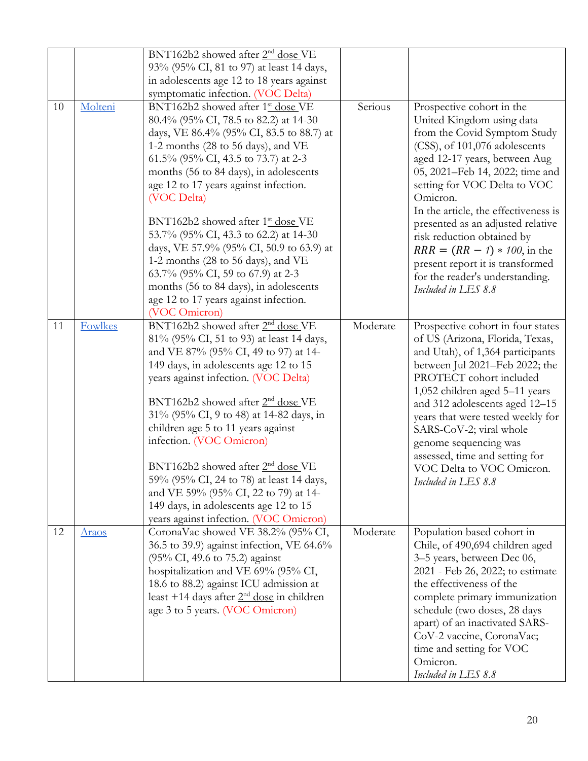| | | | | |
|---|---|---|---|---|
| | | BNT162b2 showed after 2[nd] dose VE 93% (95% CI, 81 to 97) at least 14 days, in adolescents age 12 to 18 years against symptomatic infection. (VOC Delta) | | |
| 10 | Molteni | BNT162b2 showed after 1[st] dose VE 80.4% (95% CI, 78.5 to 82.2) at 14-30 days, VE 86.4% (95% CI, 83.5 to 88.7) at 1-2 months (28 to 56 days), and VE 61.5% (95% CI, 43.5 to 73.7) at 2-3 months (56 to 84 days), in adolescents age 12 to 17 years against infection. (VOC Delta)<br><br>BNT162b2 showed after 1[st] dose VE 53.7% (95% CI, 43.3 to 62.2) at 14-30 days, VE 57.9% (95% CI, 50.9 to 63.9) at 1-2 months (28 to 56 days), and VE 63.7% (95% CI, 59 to 67.9) at 2-3 months (56 to 84 days), in adolescents age 12 to 17 years against infection. (VOC Omicron) | Serious | Prospective cohort in the United Kingdom using data from the Covid Symptom Study (CSS), of 101,076 adolescents aged 12-17 years, between Aug 05, 2021–Feb 14, 2022; time and setting for VOC Delta to VOC Omicron.<br>In the article, the effectiveness is presented as an adjusted relative risk reduction obtained by $RRR = (RR - 1) * 100$, in the present report it is transformed for the reader's understanding.<br>*Included in LES 8.8* |
| 11 | Fowlkes | BNT162b2 showed after 2[nd] dose VE 81% (95% CI, 51 to 93) at least 14 days, and VE 87% (95% CI, 49 to 97) at 14-149 days, in adolescents age 12 to 15 years against infection. (VOC Delta)<br><br>BNT162b2 showed after 2[nd] dose VE 31% (95% CI, 9 to 48) at 14-82 days, in children age 5 to 11 years against infection. (VOC Omicron)<br><br>BNT162b2 showed after 2[nd] dose VE 59% (95% CI, 24 to 78) at least 14 days, and VE 59% (95% CI, 22 to 79) at 14-149 days, in adolescents age 12 to 15 years against infection. (VOC Omicron) | Moderate | Prospective cohort in four states of US (Arizona, Florida, Texas, and Utah), of 1,364 participants between Jul 2021–Feb 2022; the PROTECT cohort included 1,052 children aged 5–11 years and 312 adolescents aged 12–15 years that were tested weekly for SARS-CoV-2; viral whole genome sequencing was assessed, time and setting for VOC Delta to VOC Omicron.<br>*Included in LES 8.8* |
| 12 | Araos | CoronaVac showed VE 38.2% (95% CI, 36.5 to 39.9) against infection, VE 64.6% (95% CI, 49.6 to 75.2) against hospitalization and VE 69% (95% CI, 18.6 to 88.2) against ICU admission at least +14 days after 2[nd] dose in children age 3 to 5 years. (VOC Omicron) | Moderate | Population based cohort in Chile, of 490,694 children aged 3–5 years, between Dec 06, 2021 - Feb 26, 2022; to estimate the effectiveness of the complete primary immunization schedule (two doses, 28 days apart) of an inactivated SARS-CoV-2 vaccine, CoronaVac; time and setting for VOC Omicron.<br>*Included in LES 8.8* |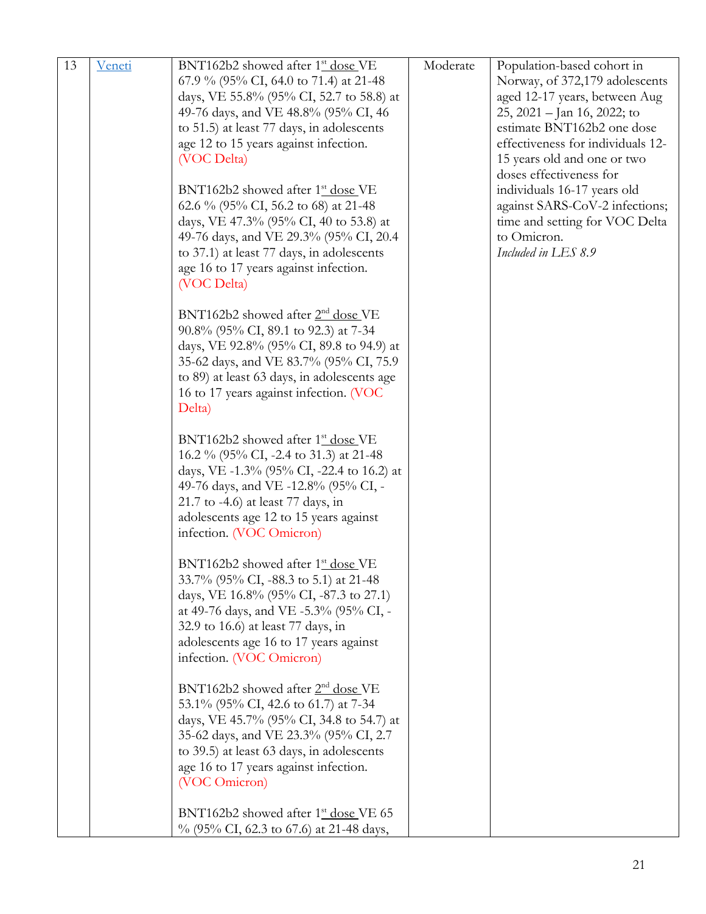| 13 | Veneti | BNT162b2 showed after 1st dose VE 67.9 % (95% CI, 64.0 to 71.4) at 21-48 days, VE 55.8% (95% CI, 52.7 to 58.8) at 49-76 days, and VE 48.8% (95% CI, 46 to 51.5) at least 77 days, in adolescents age 12 to 15 years against infection. (VOC Delta)<br><br>BNT162b2 showed after 1st dose VE 62.6 % (95% CI, 56.2 to 68) at 21-48 days, VE 47.3% (95% CI, 40 to 53.8) at 49-76 days, and VE 29.3% (95% CI, 20.4 to 37.1) at least 77 days, in adolescents age 16 to 17 years against infection. (VOC Delta)<br><br>BNT162b2 showed after 2nd dose VE 90.8% (95% CI, 89.1 to 92.3) at 7-34 days, VE 92.8% (95% CI, 89.8 to 94.9) at 35-62 days, and VE 83.7% (95% CI, 75.9 to 89) at least 63 days, in adolescents age 16 to 17 years against infection. (VOC Delta)<br><br>BNT162b2 showed after 1st dose VE 16.2 % (95% CI, -2.4 to 31.3) at 21-48 days, VE -1.3% (95% CI, -22.4 to 16.2) at 49-76 days, and VE -12.8% (95% CI, -21.7 to -4.6) at least 77 days, in adolescents age 12 to 15 years against infection. (VOC Omicron)<br><br>BNT162b2 showed after 1st dose VE 33.7% (95% CI, -88.3 to 5.1) at 21-48 days, VE 16.8% (95% CI, -87.3 to 27.1) at 49-76 days, and VE -5.3% (95% CI, -32.9 to 16.6) at least 77 days, in adolescents age 16 to 17 years against infection. (VOC Omicron)<br><br>BNT162b2 showed after 2nd dose VE 53.1% (95% CI, 42.6 to 61.7) at 7-34 days, VE 45.7% (95% CI, 34.8 to 54.7) at 35-62 days, and VE 23.3% (95% CI, 2.7 to 39.5) at least 63 days, in adolescents age 16 to 17 years against infection. (VOC Omicron)<br><br>BNT162b2 showed after 1st dose VE 65 % (95% CI, 62.3 to 67.6) at 21-48 days, | Moderate | Population-based cohort in Norway, of 372,179 adolescents aged 12-17 years, between Aug 25, 2021 – Jan 16, 2022; to estimate BNT162b2 one dose effectiveness for individuals 12-15 years old and one or two doses effectiveness for individuals 16-17 years old against SARS-CoV-2 infections; time and setting for VOC Delta to Omicron.<br>*Included in LES 8.9* |
|---|---|---|---|---|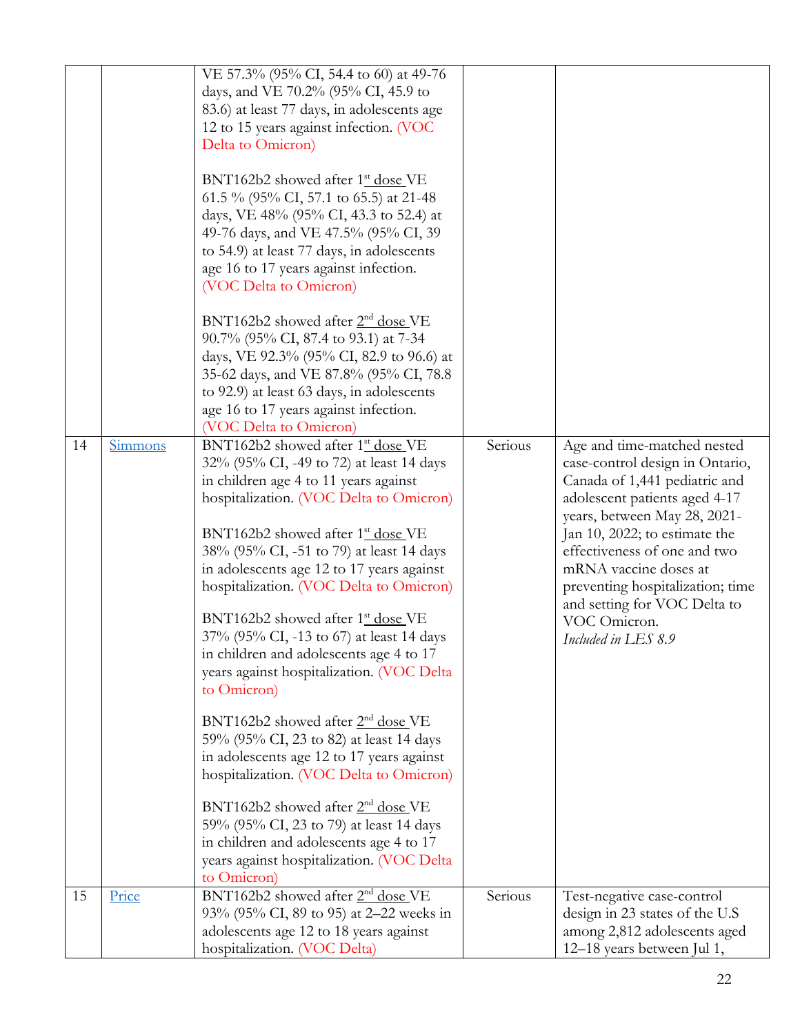|  |  |  |  |  |
|---|---|---|---|---|
|  |  | VE 57.3% (95% CI, 54.4 to 60) at 49-76 days, and VE 70.2% (95% CI, 45.9 to 83.6) at least 77 days, in adolescents age 12 to 15 years against infection. (VOC Delta to Omicron)<br><br>BNT162b2 showed after 1st dose VE 61.5 % (95% CI, 57.1 to 65.5) at 21-48 days, VE 48% (95% CI, 43.3 to 52.4) at 49-76 days, and VE 47.5% (95% CI, 39 to 54.9) at least 77 days, in adolescents age 16 to 17 years against infection. (VOC Delta to Omicron)<br><br>BNT162b2 showed after 2nd dose VE 90.7% (95% CI, 87.4 to 93.1) at 7-34 days, VE 92.3% (95% CI, 82.9 to 96.6) at 35-62 days, and VE 87.8% (95% CI, 78.8 to 92.9) at least 63 days, in adolescents age 16 to 17 years against infection. (VOC Delta to Omicron) |  |  |
| 14 | Simmons | BNT162b2 showed after 1st dose VE 32% (95% CI, -49 to 72) at least 14 days in children age 4 to 11 years against hospitalization. (VOC Delta to Omicron)<br><br>BNT162b2 showed after 1st dose VE 38% (95% CI, -51 to 79) at least 14 days in adolescents age 12 to 17 years against hospitalization. (VOC Delta to Omicron)<br><br>BNT162b2 showed after 1st dose VE 37% (95% CI, -13 to 67) at least 14 days in children and adolescents age 4 to 17 years against hospitalization. (VOC Delta to Omicron)<br><br>BNT162b2 showed after 2nd dose VE 59% (95% CI, 23 to 82) at least 14 days in adolescents age 12 to 17 years against hospitalization. (VOC Delta to Omicron)<br><br>BNT162b2 showed after 2nd dose VE 59% (95% CI, 23 to 79) at least 14 days in children and adolescents age 4 to 17 years against hospitalization. (VOC Delta to Omicron) | Serious | Age and time-matched nested case-control design in Ontario, Canada of 1,441 pediatric and adolescent patients aged 4-17 years, between May 28, 2021-Jan 10, 2022; to estimate the effectiveness of one and two mRNA vaccine doses at preventing hospitalization; time and setting for VOC Delta to VOC Omicron.<br>*Included in LES 8.9* |
| 15 | Price | BNT162b2 showed after 2nd dose VE 93% (95% CI, 89 to 95) at 2–22 weeks in adolescents age 12 to 18 years against hospitalization. (VOC Delta) | Serious | Test-negative case-control design in 23 states of the U.S among 2,812 adolescents aged 12–18 years between Jul 1, |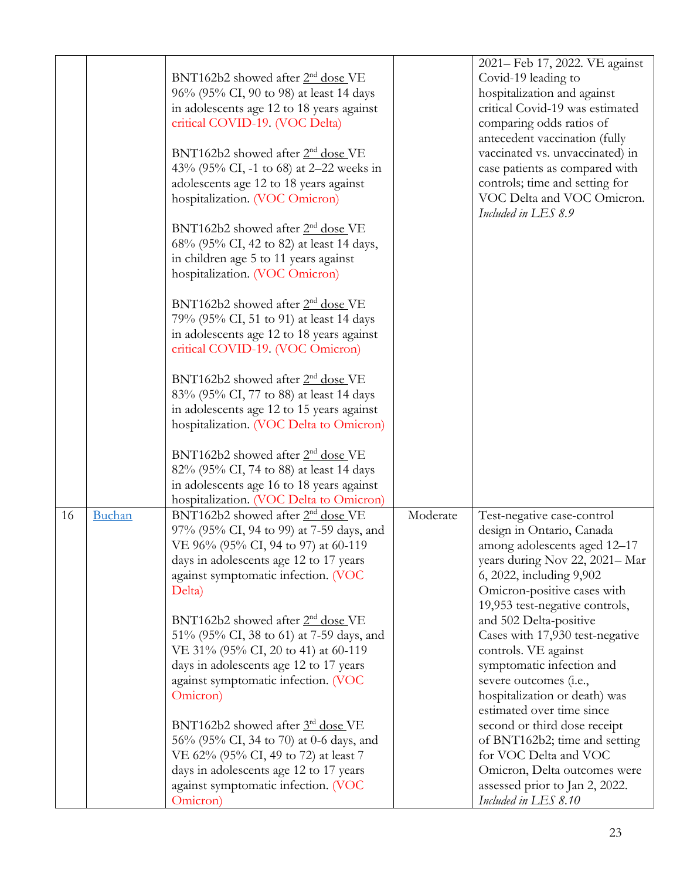| | | | | |
|---|---|---|---|---|
| | | BNT162b2 showed after 2nd dose VE 96% (95% CI, 90 to 98) at least 14 days in adolescents age 12 to 18 years against critical COVID-19. (VOC Delta)<br><br>BNT162b2 showed after 2nd dose VE 43% (95% CI, -1 to 68) at 2–22 weeks in adolescents age 12 to 18 years against hospitalization. (VOC Omicron)<br><br>BNT162b2 showed after 2nd dose VE 68% (95% CI, 42 to 82) at least 14 days, in children age 5 to 11 years against hospitalization. (VOC Omicron)<br><br>BNT162b2 showed after 2nd dose VE 79% (95% CI, 51 to 91) at least 14 days in adolescents age 12 to 18 years against critical COVID-19. (VOC Omicron)<br><br>BNT162b2 showed after 2nd dose VE 83% (95% CI, 77 to 88) at least 14 days in adolescents age 12 to 15 years against hospitalization. (VOC Delta to Omicron)<br><br>BNT162b2 showed after 2nd dose VE 82% (95% CI, 74 to 88) at least 14 days in adolescents age 16 to 18 years against hospitalization. (VOC Delta to Omicron) | | 2021– Feb 17, 2022. VE against Covid-19 leading to hospitalization and against critical Covid-19 was estimated comparing odds ratios of antecedent vaccination (fully vaccinated vs. unvaccinated) in case patients as compared with controls; time and setting for VOC Delta and VOC Omicron. *Included in LES 8.9* |
| 16 | Buchan | BNT162b2 showed after 2nd dose VE 97% (95% CI, 94 to 99) at 7-59 days, and VE 96% (95% CI, 94 to 97) at 60-119 days in adolescents age 12 to 17 years against symptomatic infection. (VOC Delta)<br><br>BNT162b2 showed after 2nd dose VE 51% (95% CI, 38 to 61) at 7-59 days, and VE 31% (95% CI, 20 to 41) at 60-119 days in adolescents age 12 to 17 years against symptomatic infection. (VOC Omicron)<br><br>BNT162b2 showed after 3rd dose VE 56% (95% CI, 34 to 70) at 0-6 days, and VE 62% (95% CI, 49 to 72) at least 7 days in adolescents age 12 to 17 years against symptomatic infection. (VOC Omicron) | Moderate | Test-negative case-control design in Ontario, Canada among adolescents aged 12–17 years during Nov 22, 2021– Mar 6, 2022, including 9,902 Omicron-positive cases with 19,953 test-negative controls, and 502 Delta-positive Cases with 17,930 test-negative controls. VE against symptomatic infection and severe outcomes (i.e., hospitalization or death) was estimated over time since second or third dose receipt of BNT162b2; time and setting for VOC Delta and VOC Omicron, Delta outcomes were assessed prior to Jan 2, 2022. *Included in LES 8.10* |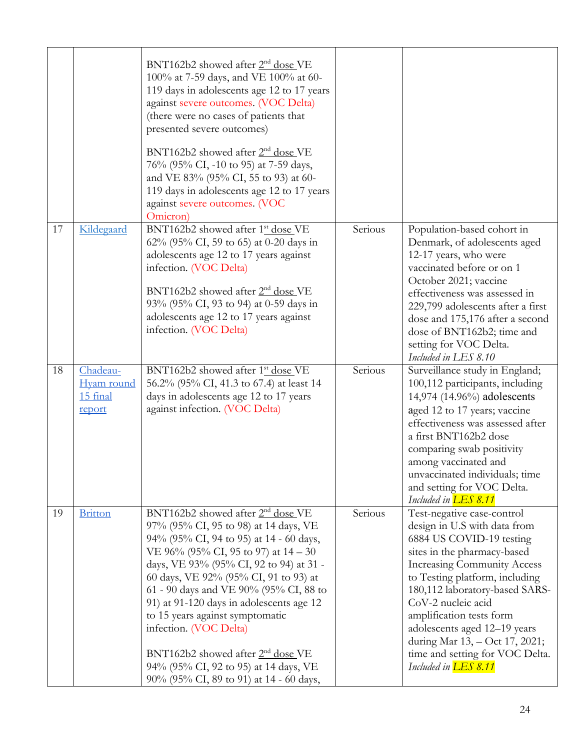| | | | | |
|---|---|---|---|---|
| | | BNT162b2 showed after 2[nd] dose VE 100% at 7-59 days, and VE 100% at 60-119 days in adolescents age 12 to 17 years against severe outcomes. (VOC Delta) (there were no cases of patients that presented severe outcomes)<br><br>BNT162b2 showed after 2[nd] dose VE 76% (95% CI, -10 to 95) at 7-59 days, and VE 83% (95% CI, 55 to 93) at 60-119 days in adolescents age 12 to 17 years against severe outcomes. (VOC Omicron) | | |
| 17 | Kildegaard | BNT162b2 showed after 1[st] dose VE 62% (95% CI, 59 to 65) at 0-20 days in adolescents age 12 to 17 years against infection. (VOC Delta)<br><br>BNT162b2 showed after 2[nd] dose VE 93% (95% CI, 93 to 94) at 0-59 days in adolescents age 12 to 17 years against infection. (VOC Delta) | Serious | Population-based cohort in Denmark, of adolescents aged 12-17 years, who were vaccinated before or on 1 October 2021; vaccine effectiveness was assessed in 229,799 adolescents after a first dose and 175,176 after a second dose of BNT162b2; time and setting for VOC Delta. *Included in LES 8.10* |
| 18 | Chadeau-Hyam round 15 final report | BNT162b2 showed after 1[st] dose VE 56.2% (95% CI, 41.3 to 67.4) at least 14 days in adolescents age 12 to 17 years against infection. (VOC Delta) | Serious | Surveillance study in England; 100,112 participants, including 14,974 (14.96%) adolescents aged 12 to 17 years; vaccine effectiveness was assessed after a first BNT162b2 dose comparing swab positivity among vaccinated and unvaccinated individuals; time and setting for VOC Delta. *Included in LES 8.11* |
| 19 | Britton | BNT162b2 showed after 2[nd] dose VE 97% (95% CI, 95 to 98) at 14 days, VE 94% (95% CI, 94 to 95) at 14 - 60 days, VE 96% (95% CI, 95 to 97) at 14 – 30 days, VE 93% (95% CI, 92 to 94) at 31 - 60 days, VE 92% (95% CI, 91 to 93) at 61 - 90 days and VE 90% (95% CI, 88 to 91) at 91-120 days in adolescents age 12 to 15 years against symptomatic infection. (VOC Delta)<br><br>BNT162b2 showed after 2[nd] dose VE 94% (95% CI, 92 to 95) at 14 days, VE 90% (95% CI, 89 to 91) at 14 - 60 days, | Serious | Test-negative case-control design in U.S with data from 6884 US COVID-19 testing sites in the pharmacy-based Increasing Community Access to Testing platform, including 180,112 laboratory-based SARS-CoV-2 nucleic acid amplification tests form adolescents aged 12–19 years during Mar 13, – Oct 17, 2021; time and setting for VOC Delta. *Included in LES 8.11* |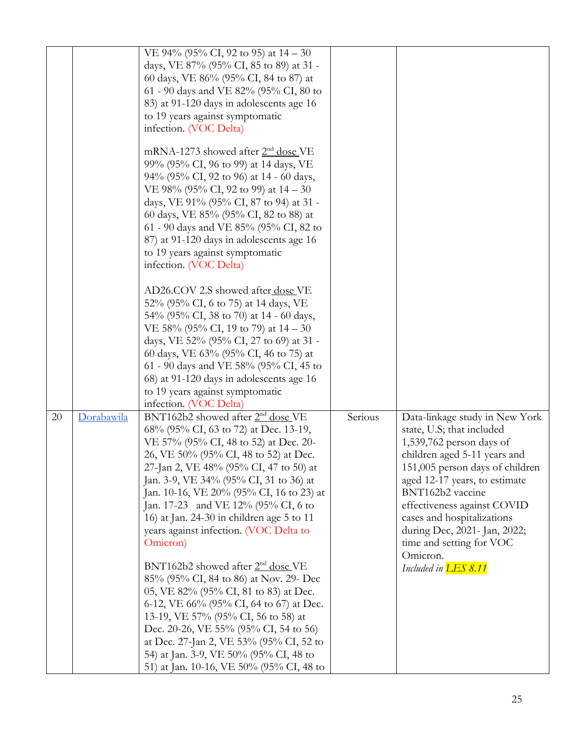| | | | | |
|---|---|---|---|---|
| | | VE 94% (95% CI, 92 to 95) at 14 – 30 days, VE 87% (95% CI, 85 to 89) at 31 - 60 days, VE 86% (95% CI, 84 to 87) at 61 - 90 days and VE 82% (95% CI, 80 to 83) at 91-120 days in adolescents age 16 to 19 years against symptomatic infection. (VOC Delta)<br><br>mRNA-1273 showed after 2nd dose VE 99% (95% CI, 96 to 99) at 14 days, VE 94% (95% CI, 92 to 96) at 14 - 60 days, VE 98% (95% CI, 92 to 99) at 14 – 30 days, VE 91% (95% CI, 87 to 94) at 31 - 60 days, VE 85% (95% CI, 82 to 88) at 61 - 90 days and VE 85% (95% CI, 82 to 87) at 91-120 days in adolescents age 16 to 19 years against symptomatic infection. (VOC Delta)<br><br>AD26.COV 2.S showed after dose VE 52% (95% CI, 6 to 75) at 14 days, VE 54% (95% CI, 38 to 70) at 14 - 60 days, VE 58% (95% CI, 19 to 79) at 14 – 30 days, VE 52% (95% CI, 27 to 69) at 31 - 60 days, VE 63% (95% CI, 46 to 75) at 61 - 90 days and VE 58% (95% CI, 45 to 68) at 91-120 days in adolescents age 16 to 19 years against symptomatic infection. (VOC Delta) | | |
| 20 | Dorabawila | BNT162b2 showed after 2nd dose VE 68% (95% CI, 63 to 72) at Dec. 13-19, VE 57% (95% CI, 48 to 52) at Dec. 20-26, VE 50% (95% CI, 48 to 52) at Dec. 27-Jan 2, VE 48% (95% CI, 47 to 50) at Jan. 3-9, VE 34% (95% CI, 31 to 36) at Jan. 10-16, VE 20% (95% CI, 16 to 23) at Jan. 17-23 and VE 12% (95% CI, 6 to 16) at Jan. 24-30 in children age 5 to 11 years against infection. (VOC Delta to Omicron)<br><br>BNT162b2 showed after 2nd dose VE 85% (95% CI, 84 to 86) at Nov. 29- Dec 05, VE 82% (95% CI, 81 to 83) at Dec. 6-12, VE 66% (95% CI, 64 to 67) at Dec. 13-19, VE 57% (95% CI, 56 to 58) at Dec. 20-26, VE 55% (95% CI, 54 to 56) at Dec. 27-Jan 2, VE 53% (95% CI, 52 to 54) at Jan. 3-9, VE 50% (95% CI, 48 to 51) at Jan. 10-16, VE 50% (95% CI, 48 to | Serious | Data-linkage study in New York state, U.S; that included 1,539,762 person days of children aged 5-11 years and 151,005 person days of children aged 12-17 years, to estimate BNT162b2 vaccine effectiveness against COVID cases and hospitalizations during Dec, 2021- Jan, 2022; time and setting for VOC Omicron.<br>*Included in LES 8.11* |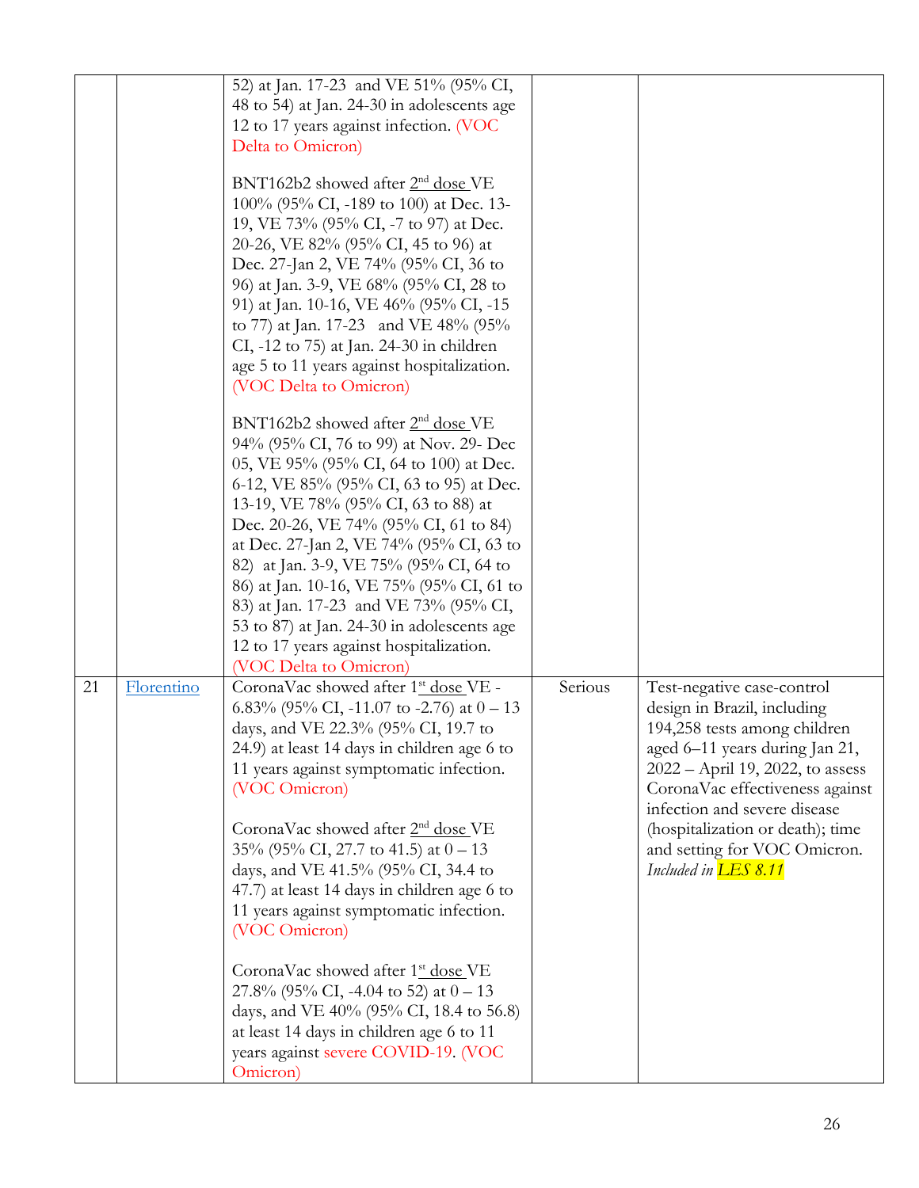| | | | | |
|---|---|---|---|---|
| | | 52) at Jan. 17-23 and VE 51% (95% CI, 48 to 54) at Jan. 24-30 in adolescents age 12 to 17 years against infection. (VOC Delta to Omicron)<br><br>BNT162b2 showed after 2nd dose VE 100% (95% CI, -189 to 100) at Dec. 13-19, VE 73% (95% CI, -7 to 97) at Dec. 20-26, VE 82% (95% CI, 45 to 96) at Dec. 27-Jan 2, VE 74% (95% CI, 36 to 96) at Jan. 3-9, VE 68% (95% CI, 28 to 91) at Jan. 10-16, VE 46% (95% CI, -15 to 77) at Jan. 17-23 and VE 48% (95% CI, -12 to 75) at Jan. 24-30 in children age 5 to 11 years against hospitalization. (VOC Delta to Omicron)<br><br>BNT162b2 showed after 2nd dose VE 94% (95% CI, 76 to 99) at Nov. 29- Dec 05, VE 95% (95% CI, 64 to 100) at Dec. 6-12, VE 85% (95% CI, 63 to 95) at Dec. 13-19, VE 78% (95% CI, 63 to 88) at Dec. 20-26, VE 74% (95% CI, 61 to 84) at Dec. 27-Jan 2, VE 74% (95% CI, 63 to 82) at Jan. 3-9, VE 75% (95% CI, 64 to 86) at Jan. 10-16, VE 75% (95% CI, 61 to 83) at Jan. 17-23 and VE 73% (95% CI, 53 to 87) at Jan. 24-30 in adolescents age 12 to 17 years against hospitalization. (VOC Delta to Omicron) | | |
| 21 | Florentino | CoronaVac showed after 1st dose VE -6.83% (95% CI, -11.07 to -2.76) at 0 – 13 days, and VE 22.3% (95% CI, 19.7 to 24.9) at least 14 days in children age 6 to 11 years against symptomatic infection. (VOC Omicron)<br><br>CoronaVac showed after 2nd dose VE 35% (95% CI, 27.7 to 41.5) at 0 – 13 days, and VE 41.5% (95% CI, 34.4 to 47.7) at least 14 days in children age 6 to 11 years against symptomatic infection. (VOC Omicron)<br><br>CoronaVac showed after 1st dose VE 27.8% (95% CI, -4.04 to 52) at 0 – 13 days, and VE 40% (95% CI, 18.4 to 56.8) at least 14 days in children age 6 to 11 years against severe COVID-19. (VOC Omicron) | Serious | Test-negative case-control design in Brazil, including 194,258 tests among children aged 6–11 years during Jan 21, 2022 – April 19, 2022, to assess CoronaVac effectiveness against infection and severe disease (hospitalization or death); time and setting for VOC Omicron. *Included in LES 8.11* |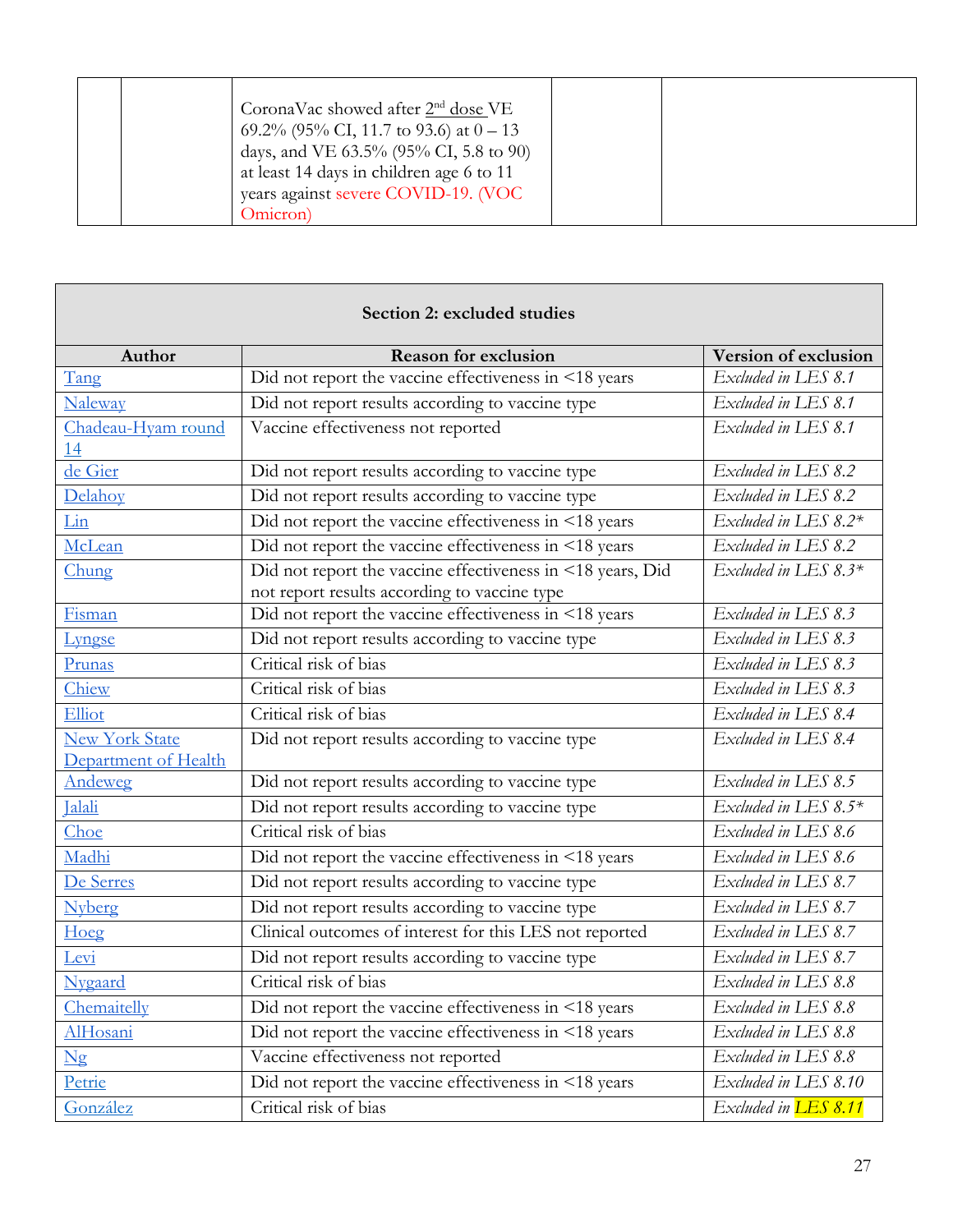| | | CoronaVac showed after 2nd dose VE 69.2% (95% CI, 11.7 to 93.6) at 0 – 13 days, and VE 63.5% (95% CI, 5.8 to 90) at least 14 days in children age 6 to 11 years against severe COVID-19. (VOC Omicron) | | |
|---|---|---|---|---|

**Section 2: excluded studies**

| Author | Reason for exclusion | Version of exclusion |
|---|---|---|
| Tang | Did not report the vaccine effectiveness in <18 years | *Excluded in LES 8.1* |
| Naleway | Did not report results according to vaccine type | *Excluded in LES 8.1* |
| Chadeau-Hyam round 14 | Vaccine effectiveness not reported | *Excluded in LES 8.1* |
| de Gier | Did not report results according to vaccine type | *Excluded in LES 8.2* |
| Delahoy | Did not report results according to vaccine type | *Excluded in LES 8.2* |
| Lin | Did not report the vaccine effectiveness in <18 years | *Excluded in LES 8.2** |
| McLean | Did not report the vaccine effectiveness in <18 years | *Excluded in LES 8.2* |
| Chung | Did not report the vaccine effectiveness in <18 years, Did not report results according to vaccine type | *Excluded in LES 8.3** |
| Fisman | Did not report the vaccine effectiveness in <18 years | *Excluded in LES 8.3* |
| Lyngse | Did not report results according to vaccine type | *Excluded in LES 8.3* |
| Prunas | Critical risk of bias | *Excluded in LES 8.3* |
| Chiew | Critical risk of bias | *Excluded in LES 8.3* |
| Elliot | Critical risk of bias | *Excluded in LES 8.4* |
| New York State Department of Health | Did not report results according to vaccine type | *Excluded in LES 8.4* |
| Andeweg | Did not report results according to vaccine type | *Excluded in LES 8.5* |
| Jalali | Did not report results according to vaccine type | *Excluded in LES 8.5** |
| Choe | Critical risk of bias | *Excluded in LES 8.6* |
| Madhi | Did not report the vaccine effectiveness in <18 years | *Excluded in LES 8.6* |
| De Serres | Did not report results according to vaccine type | *Excluded in LES 8.7* |
| Nyberg | Did not report results according to vaccine type | *Excluded in LES 8.7* |
| Hoeg | Clinical outcomes of interest for this LES not reported | *Excluded in LES 8.7* |
| Levi | Did not report results according to vaccine type | *Excluded in LES 8.7* |
| Nygaard | Critical risk of bias | *Excluded in LES 8.8* |
| Chemaitelly | Did not report the vaccine effectiveness in <18 years | *Excluded in LES 8.8* |
| AlHosani | Did not report the vaccine effectiveness in <18 years | *Excluded in LES 8.8* |
| Ng | Vaccine effectiveness not reported | *Excluded in LES 8.8* |
| Petrie | Did not report the vaccine effectiveness in <18 years | *Excluded in LES 8.10* |
| González | Critical risk of bias | *Excluded in LES 8.11* |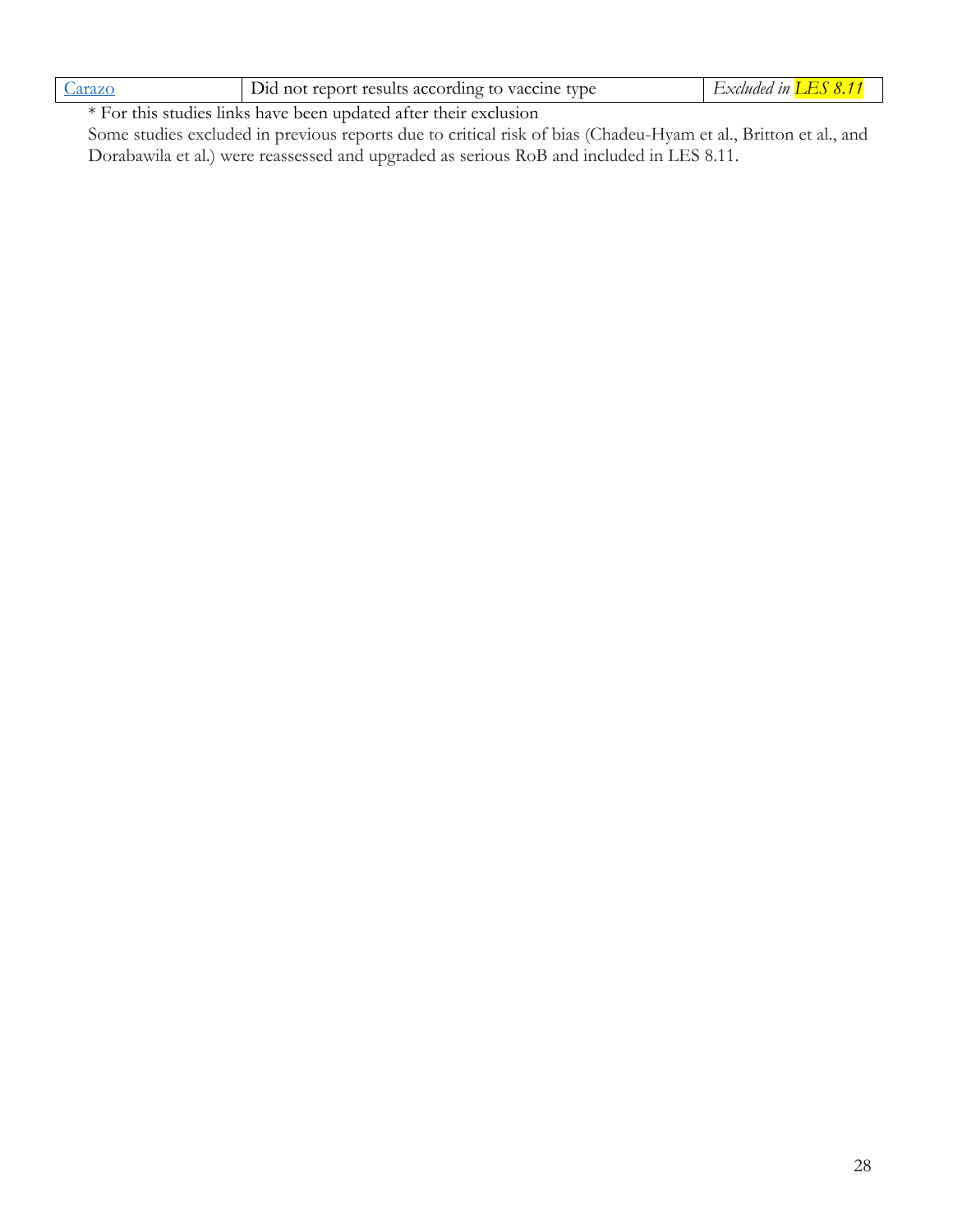| | | |
|---|---|---|
| [Carazo]() | Did not report results according to vaccine type | *Excluded in LES 8.11* |

* For this studies links have been updated after their exclusion

Some studies excluded in previous reports due to critical risk of bias (Chadeu-Hyam et al., Britton et al., and Dorabawila et al.) were reassessed and upgraded as serious RoB and included in LES 8.11.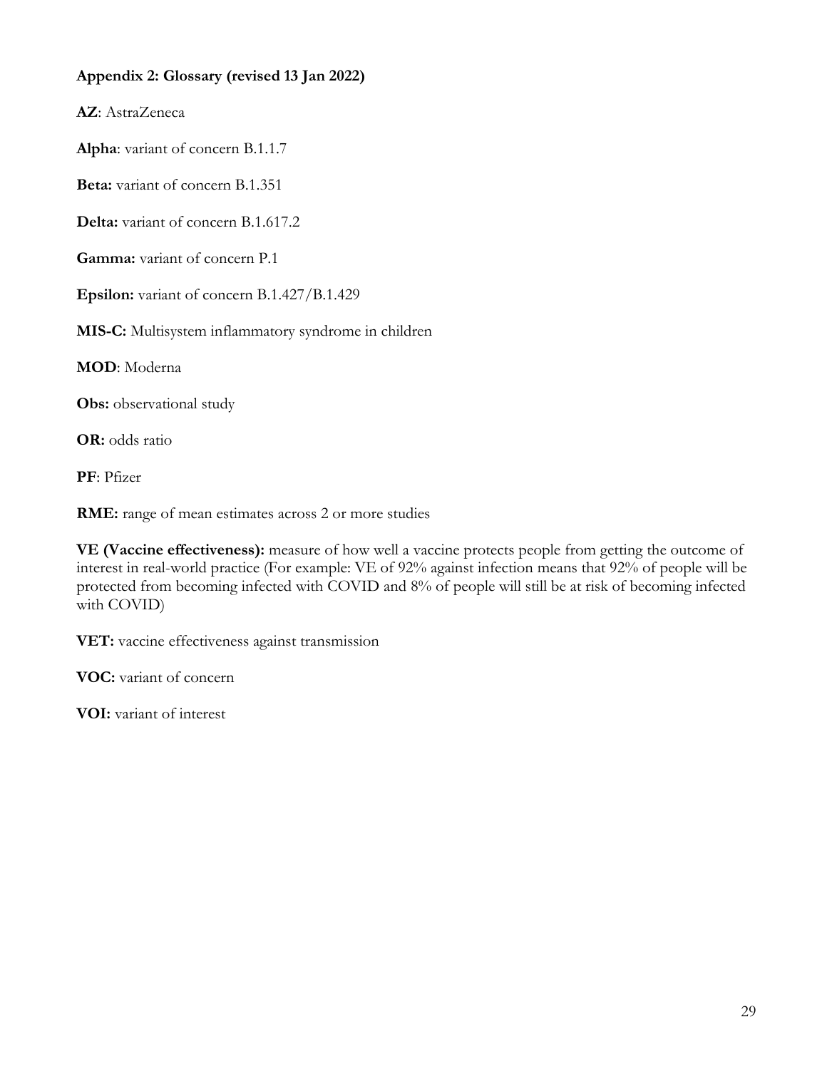**Appendix 2: Glossary (revised 13 Jan 2022)**

**AZ**: AstraZeneca

**Alpha**: variant of concern B.1.1.7

**Beta:** variant of concern B.1.351

**Delta:** variant of concern B.1.617.2

**Gamma:** variant of concern P.1

**Epsilon:** variant of concern B.1.427/B.1.429

**MIS-C:** Multisystem inflammatory syndrome in children

**MOD**: Moderna

**Obs:** observational study

**OR:** odds ratio

**PF**: Pfizer

**RME:** range of mean estimates across 2 or more studies

**VE (Vaccine effectiveness):** measure of how well a vaccine protects people from getting the outcome of interest in real-world practice (For example: VE of 92% against infection means that 92% of people will be protected from becoming infected with COVID and 8% of people will still be at risk of becoming infected with COVID)

**VET:** vaccine effectiveness against transmission

**VOC:** variant of concern

**VOI:** variant of interest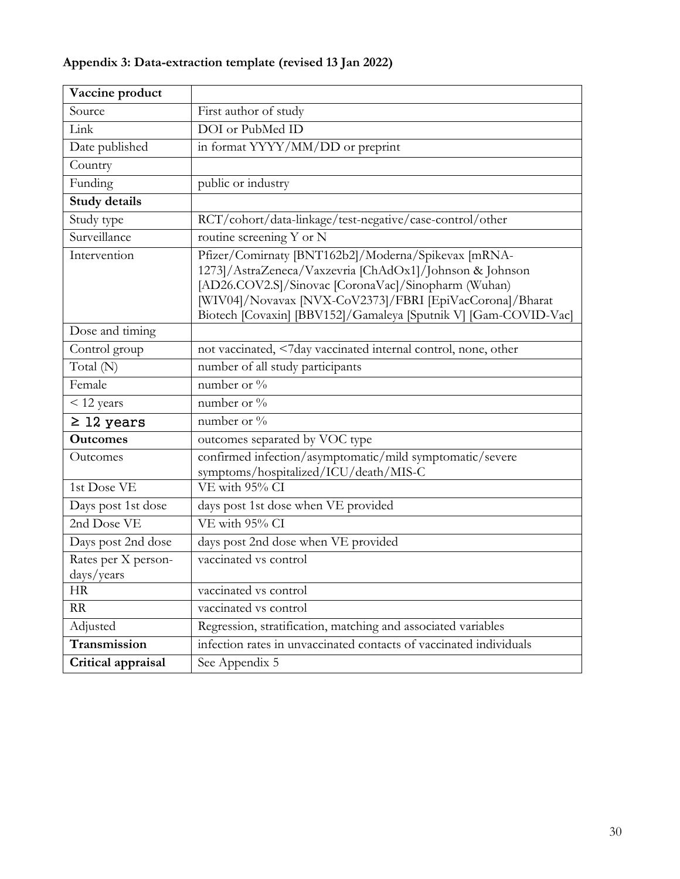**Appendix 3: Data-extraction template (revised 13 Jan 2022)**

| **Vaccine product** | |
|---|---|
| Source | First author of study |
| Link | DOI or PubMed ID |
| Date published | in format YYYY/MM/DD or preprint |
| Country | |
| Funding | public or industry |
| **Study details** | |
| Study type | RCT/cohort/data-linkage/test-negative/case-control/other |
| Surveillance | routine screening Y or N |
| Intervention | Pfizer/Comirnaty [BNT162b2]/Moderna/Spikevax [mRNA-1273]/AstraZeneca/Vaxzevria [ChAdOx1]/Johnson & Johnson [AD26.COV2.S]/Sinovac [CoronaVac]/Sinopharm (Wuhan) [WIV04]/Novavax [NVX-CoV2373]/FBRI [EpiVacCorona]/Bharat Biotech [Covaxin] [BBV152]/Gamaleya [Sputnik V] [Gam-COVID-Vac] |
| Dose and timing | |
| Control group | not vaccinated, <7day vaccinated internal control, none, other |
| Total (N) | number of all study participants |
| Female | number or % |
| < 12 years | number or % |
| ≥ 12 years | number or % |
| **Outcomes** | outcomes separated by VOC type |
| Outcomes | confirmed infection/asymptomatic/mild symptomatic/severe symptoms/hospitalized/ICU/death/MIS-C |
| 1st Dose VE | VE with 95% CI |
| Days post 1st dose | days post 1st dose when VE provided |
| 2nd Dose VE | VE with 95% CI |
| Days post 2nd dose | days post 2nd dose when VE provided |
| Rates per X person-days/years | vaccinated vs control |
| HR | vaccinated vs control |
| RR | vaccinated vs control |
| Adjusted | Regression, stratification, matching and associated variables |
| **Transmission** | infection rates in unvaccinated contacts of vaccinated individuals |
| **Critical appraisal** | See Appendix 5 |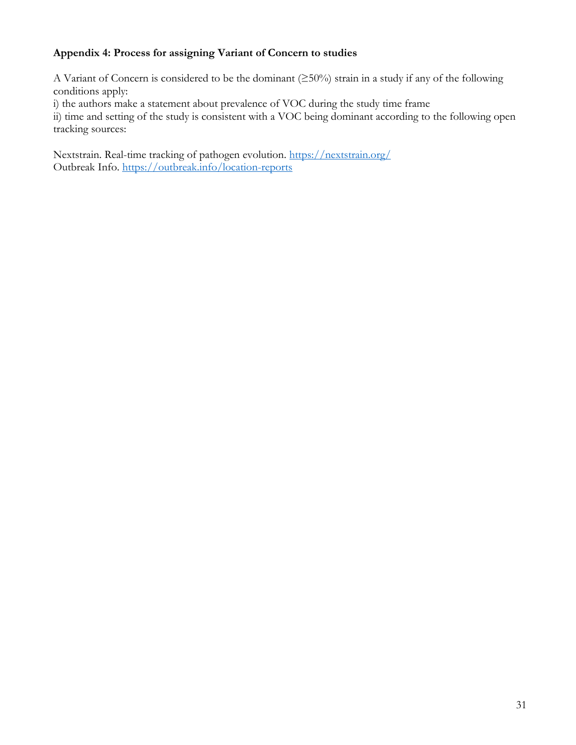**Appendix 4: Process for assigning Variant of Concern to studies**

A Variant of Concern is considered to be the dominant (≥50%) strain in a study if any of the following conditions apply:
i) the authors make a statement about prevalence of VOC during the study time frame
ii) time and setting of the study is consistent with a VOC being dominant according to the following open tracking sources:

Nextstrain. Real-time tracking of pathogen evolution. https://nextstrain.org/
Outbreak Info. https://outbreak.info/location-reports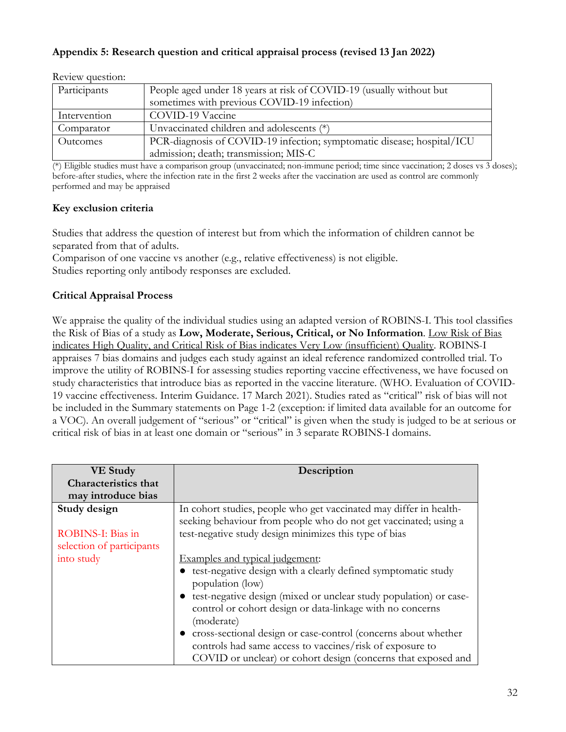### Appendix 5: Research question and critical appraisal process (revised 13 Jan 2022)

Review question:

| Participants | People aged under 18 years at risk of COVID-19 (usually without but sometimes with previous COVID-19 infection) |
|---|---|
| Intervention | COVID-19 Vaccine |
| Comparator | Unvaccinated children and adolescents (*) |
| Outcomes | PCR-diagnosis of COVID-19 infection; symptomatic disease; hospital/ICU admission; death; transmission; MIS-C |

(*) Eligible studies must have a comparison group (unvaccinated; non-immune period; time since vaccination; 2 doses vs 3 doses); before-after studies, where the infection rate in the first 2 weeks after the vaccination are used as control are commonly performed and may be appraised

**Key exclusion criteria**

Studies that address the question of interest but from which the information of children cannot be separated from that of adults.
Comparison of one vaccine vs another (e.g., relative effectiveness) is not eligible.
Studies reporting only antibody responses are excluded.

**Critical Appraisal Process**

We appraise the quality of the individual studies using an adapted version of ROBINS-I. This tool classifies the Risk of Bias of a study as **Low, Moderate, Serious, Critical, or No Information**. Low Risk of Bias indicates High Quality, and Critical Risk of Bias indicates Very Low (insufficient) Quality. ROBINS-I appraises 7 bias domains and judges each study against an ideal reference randomized controlled trial. To improve the utility of ROBINS-I for assessing studies reporting vaccine effectiveness, we have focused on study characteristics that introduce bias as reported in the vaccine literature. (WHO. Evaluation of COVID-19 vaccine effectiveness. Interim Guidance. 17 March 2021). Studies rated as "critical" risk of bias will not be included in the Summary statements on Page 1-2 (exception: if limited data available for an outcome for a VOC). An overall judgement of "serious" or "critical" is given when the study is judged to be at serious or critical risk of bias in at least one domain or "serious" in 3 separate ROBINS-I domains.

| VE Study Characteristics that may introduce bias | Description |
|---|---|
| **Study design**<br><br>ROBINS-I: Bias in selection of participants into study | In cohort studies, people who get vaccinated may differ in health-seeking behaviour from people who do not get vaccinated; using a test-negative study design minimizes this type of bias<br><br>Examples and typical judgement:<br>● test-negative design with a clearly defined symptomatic study population (low)<br>● test-negative design (mixed or unclear study population) or case-control or cohort design or data-linkage with no concerns (moderate)<br>● cross-sectional design or case-control (concerns about whether controls had same access to vaccines/risk of exposure to COVID or unclear) or cohort design (concerns that exposed and |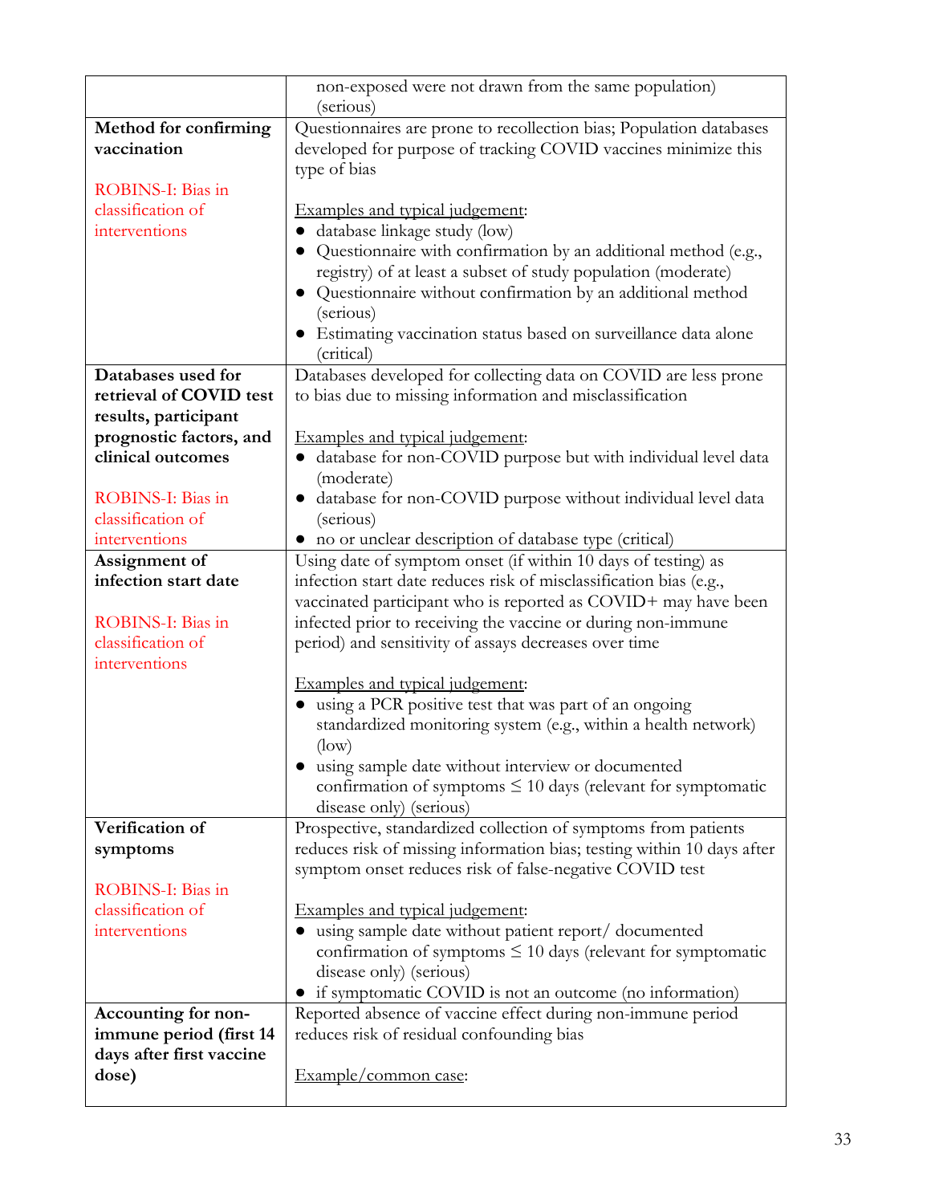| | |
|---|---|
| | non-exposed were not drawn from the same population) (serious) |
| **Method for confirming vaccination**<br><br>ROBINS-I: Bias in classification of interventions | Questionnaires are prone to recollection bias; Population databases developed for purpose of tracking COVID vaccines minimize this type of bias<br><br><u>Examples and typical judgement</u>:<br>● database linkage study (low)<br>● Questionnaire with confirmation by an additional method (e.g., registry) of at least a subset of study population (moderate)<br>● Questionnaire without confirmation by an additional method (serious)<br>● Estimating vaccination status based on surveillance data alone (critical) |
| **Databases used for retrieval of COVID test results, participant prognostic factors, and clinical outcomes**<br><br>ROBINS-I: Bias in classification of interventions | Databases developed for collecting data on COVID are less prone to bias due to missing information and misclassification<br><br><u>Examples and typical judgement</u>:<br>● database for non-COVID purpose but with individual level data (moderate)<br>● database for non-COVID purpose without individual level data (serious)<br>● no or unclear description of database type (critical) |
| **Assignment of infection start date**<br><br>ROBINS-I: Bias in classification of interventions | Using date of symptom onset (if within 10 days of testing) as infection start date reduces risk of misclassification bias (e.g., vaccinated participant who is reported as COVID+ may have been infected prior to receiving the vaccine or during non-immune period) and sensitivity of assays decreases over time<br><br><u>Examples and typical judgement</u>:<br>● using a PCR positive test that was part of an ongoing standardized monitoring system (e.g., within a health network) (low)<br>● using sample date without interview or documented confirmation of symptoms ≤ 10 days (relevant for symptomatic disease only) (serious) |
| **Verification of symptoms**<br><br>ROBINS-I: Bias in classification of interventions | Prospective, standardized collection of symptoms from patients reduces risk of missing information bias; testing within 10 days after symptom onset reduces risk of false-negative COVID test<br><br><u>Examples and typical judgement</u>:<br>● using sample date without patient report/ documented confirmation of symptoms ≤ 10 days (relevant for symptomatic disease only) (serious)<br>● if symptomatic COVID is not an outcome (no information) |
| **Accounting for non-immune period (first 14 days after first vaccine dose)** | Reported absence of vaccine effect during non-immune period reduces risk of residual confounding bias<br><br><u>Example/common case</u>: |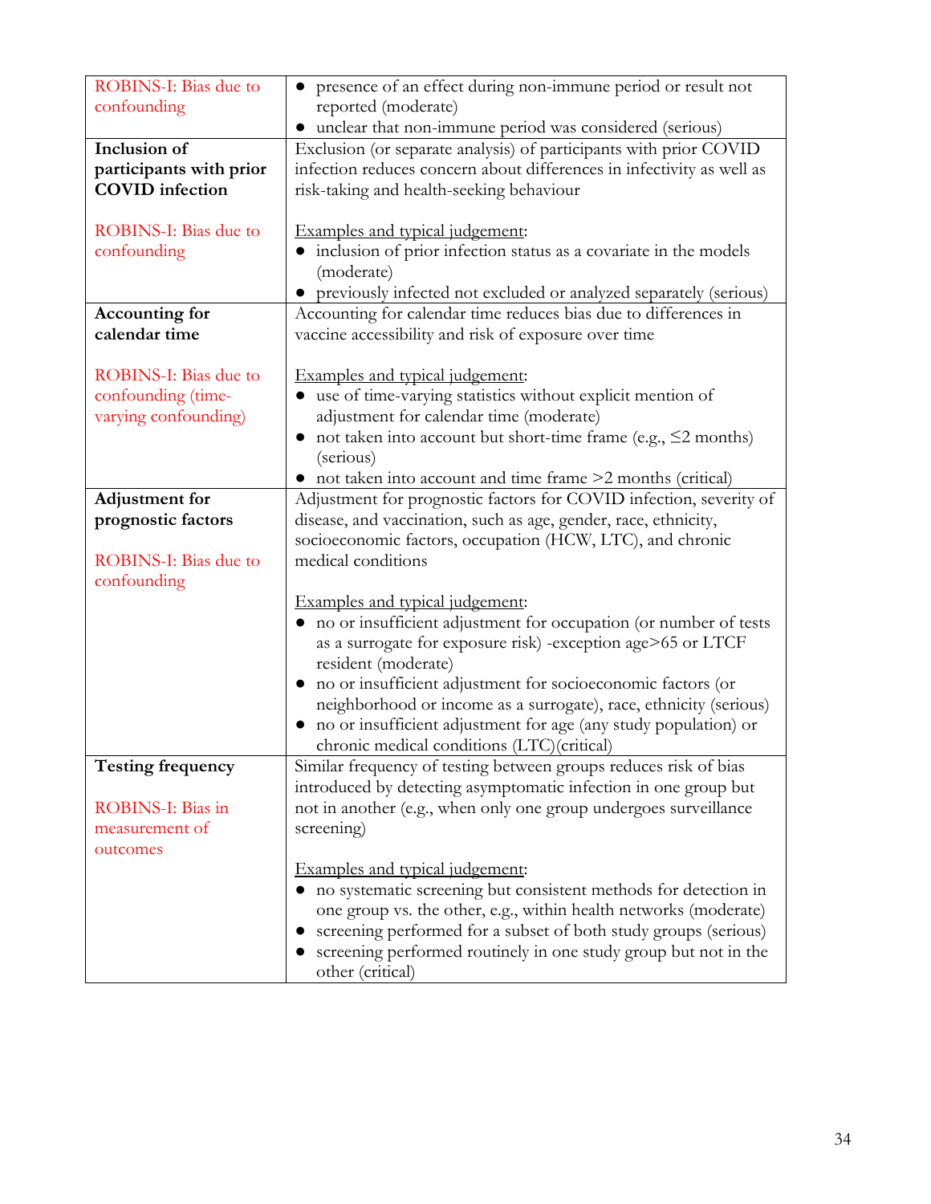| | |
|---|---|
| ROBINS-I: Bias due to confounding | • presence of an effect during non-immune period or result not reported (moderate)<br>• unclear that non-immune period was considered (serious) |
| **Inclusion of participants with prior COVID infection**<br><br>ROBINS-I: Bias due to confounding | Exclusion (or separate analysis) of participants with prior COVID infection reduces concern about differences in infectivity as well as risk-taking and health-seeking behaviour<br><br><u>Examples and typical judgement</u>:<br>• inclusion of prior infection status as a covariate in the models (moderate)<br>• previously infected not excluded or analyzed separately (serious) |
| **Accounting for calendar time**<br><br>ROBINS-I: Bias due to confounding (time-varying confounding) | Accounting for calendar time reduces bias due to differences in vaccine accessibility and risk of exposure over time<br><br><u>Examples and typical judgement</u>:<br>• use of time-varying statistics without explicit mention of adjustment for calendar time (moderate)<br>• not taken into account but short-time frame (e.g., ≤2 months) (serious)<br>• not taken into account and time frame >2 months (critical) |
| **Adjustment for prognostic factors**<br><br>ROBINS-I: Bias due to confounding | Adjustment for prognostic factors for COVID infection, severity of disease, and vaccination, such as age, gender, race, ethnicity, socioeconomic factors, occupation (HCW, LTC), and chronic medical conditions<br><br><u>Examples and typical judgement</u>:<br>• no or insufficient adjustment for occupation (or number of tests as a surrogate for exposure risk) -exception age>65 or LTCF resident (moderate)<br>• no or insufficient adjustment for socioeconomic factors (or neighborhood or income as a surrogate), race, ethnicity (serious)<br>• no or insufficient adjustment for age (any study population) or chronic medical conditions (LTC)(critical) |
| **Testing frequency**<br><br>ROBINS-I: Bias in measurement of outcomes | Similar frequency of testing between groups reduces risk of bias introduced by detecting asymptomatic infection in one group but not in another (e.g., when only one group undergoes surveillance screening)<br><br><u>Examples and typical judgement</u>:<br>• no systematic screening but consistent methods for detection in one group vs. the other, e.g., within health networks (moderate)<br>• screening performed for a subset of both study groups (serious)<br>• screening performed routinely in one study group but not in the other (critical) |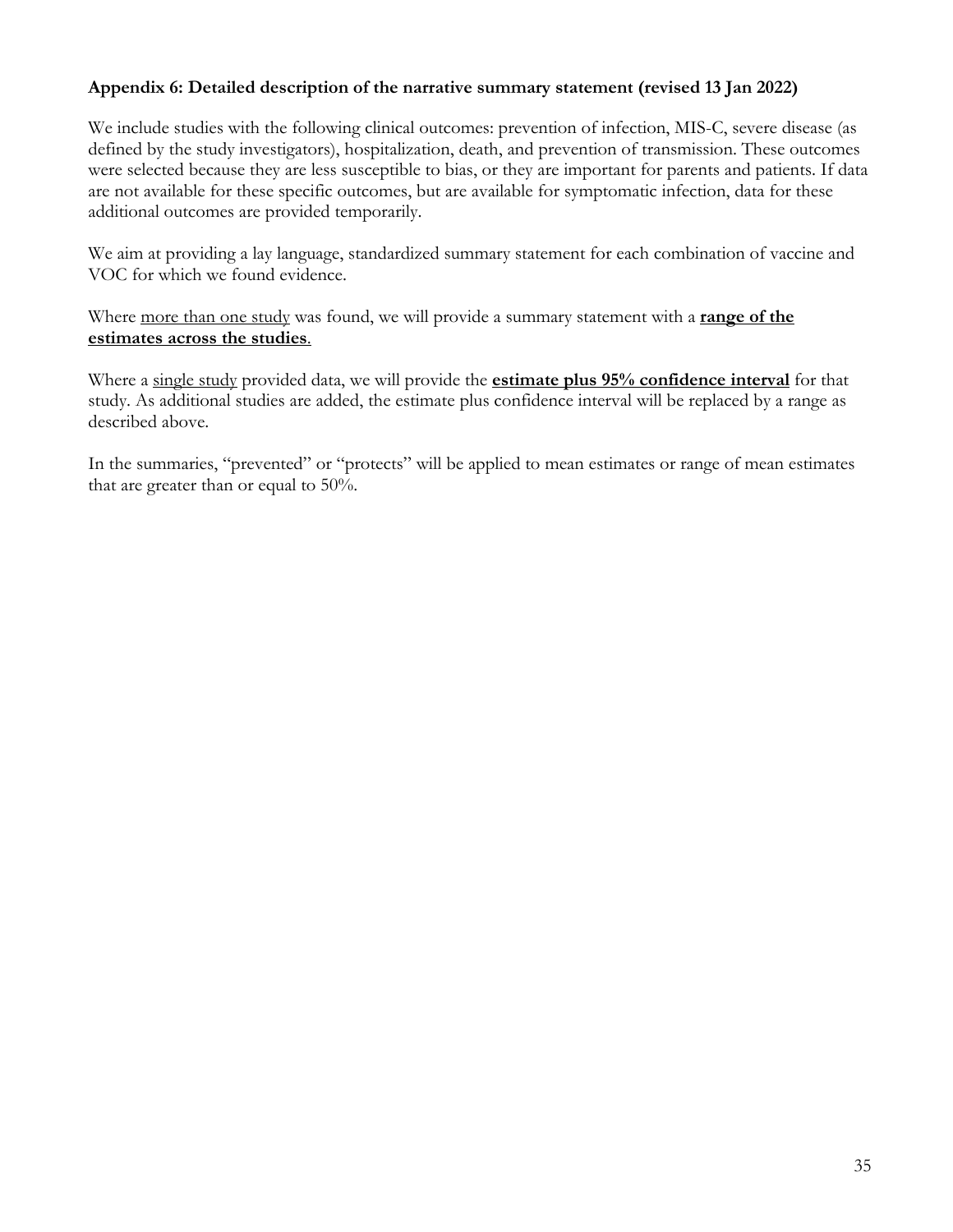**Appendix 6: Detailed description of the narrative summary statement (revised 13 Jan 2022)**

We include studies with the following clinical outcomes: prevention of infection, MIS-C, severe disease (as defined by the study investigators), hospitalization, death, and prevention of transmission. These outcomes were selected because they are less susceptible to bias, or they are important for parents and patients. If data are not available for these specific outcomes, but are available for symptomatic infection, data for these additional outcomes are provided temporarily.

We aim at providing a lay language, standardized summary statement for each combination of vaccine and VOC for which we found evidence.

Where <u>more than one study</u> was found, we will provide a summary statement with a **<u>range of the estimates across the studies</u>**.

Where a <u>single study</u> provided data, we will provide the **<u>estimate plus 95% confidence interval</u>** for that study. As additional studies are added, the estimate plus confidence interval will be replaced by a range as described above.

In the summaries, "prevented" or "protects" will be applied to mean estimates or range of mean estimates that are greater than or equal to 50%.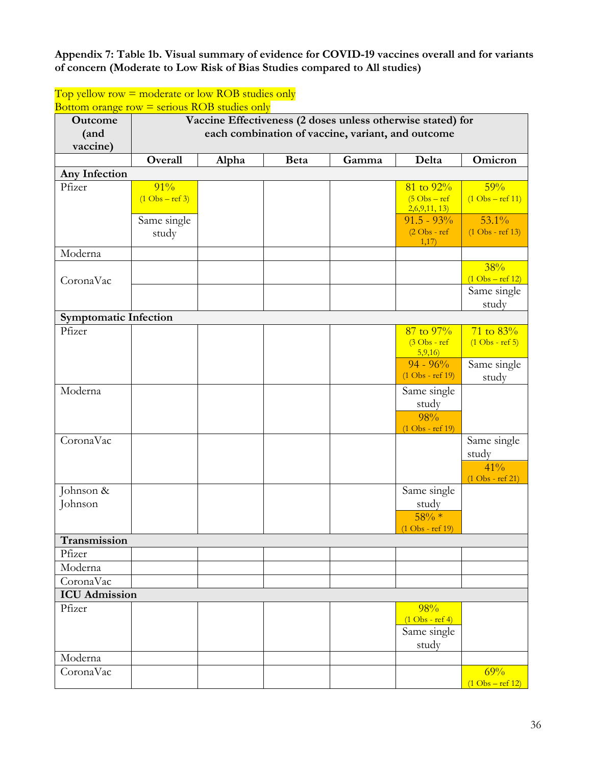**Appendix 7: Table 1b. Visual summary of evidence for COVID-19 vaccines overall and for variants of concern (Moderate to Low Risk of Bias Studies compared to All studies)**

Top yellow row = moderate or low ROB studies only
Bottom orange row = serious ROB studies only

| Outcome (and vaccine) | Vaccine Effectiveness (2 doses unless otherwise stated) for each combination of vaccine, variant, and outcome | | | | | |
|---|---|---|---|---|---|---|
| | **Overall** | **Alpha** | **Beta** | **Gamma** | **Delta** | **Omicron** |
| **Any Infection** | | | | | | |
| Pfizer | 91% (1 Obs – ref 3) | | | | 81 to 92% (5 Obs – ref 2,6,9,11, 13) | 59% (1 Obs – ref 11) |
| | Same single study | | | | 91.5 - 93% (2 Obs - ref 1,17) | 53.1% (1 Obs - ref 13) |
| Moderna | | | | | | |
| CoronaVac | | | | | | 38% (1 Obs – ref 12) |
| | | | | | | Same single study |
| **Symptomatic Infection** | | | | | | |
| Pfizer | | | | | 87 to 97% (3 Obs - ref 5,9,16) | 71 to 83% (1 Obs - ref 5) |
| | | | | | 94 - 96% (1 Obs - ref 19) | Same single study |
| Moderna | | | | | Same single study | |
| | | | | | 98% (1 Obs - ref 19) | |
| CoronaVac | | | | | | Same single study |
| | | | | | | 41% (1 Obs - ref 21) |
| Johnson & Johnson | | | | | Same single study | |
| | | | | | 58% * (1 Obs - ref 19) | |
| **Transmission** | | | | | | |
| Pfizer | | | | | | |
| Moderna | | | | | | |
| CoronaVac | | | | | | |
| **ICU Admission** | | | | | | |
| Pfizer | | | | | 98% (1 Obs - ref 4) | |
| | | | | | Same single study | |
| Moderna | | | | | | |
| CoronaVac | | | | | | 69% (1 Obs – ref 12) |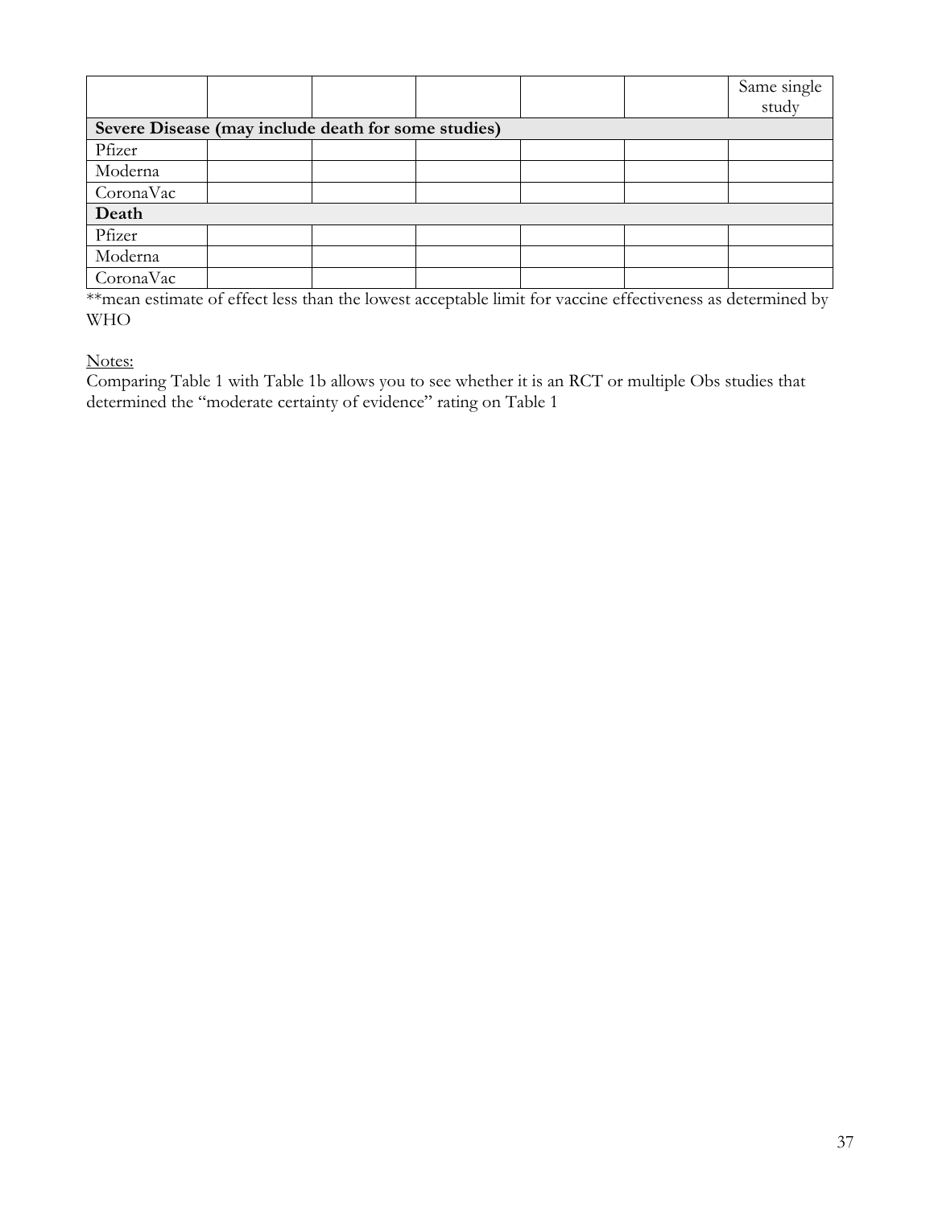| | | | | | | |
|---|---|---|---|---|---|---|
| | | | | | | Same single study |
| **Severe Disease (may include death for some studies)** | | | | | | |
| Pfizer | | | | | | |
| Moderna | | | | | | |
| CoronaVac | | | | | | |
| **Death** | | | | | | |
| Pfizer | | | | | | |
| Moderna | | | | | | |
| CoronaVac | | | | | | |

**mean estimate of effect less than the lowest acceptable limit for vaccine effectiveness as determined by WHO

Notes:

Comparing Table 1 with Table 1b allows you to see whether it is an RCT or multiple Obs studies that determined the "moderate certainty of evidence" rating on Table 1